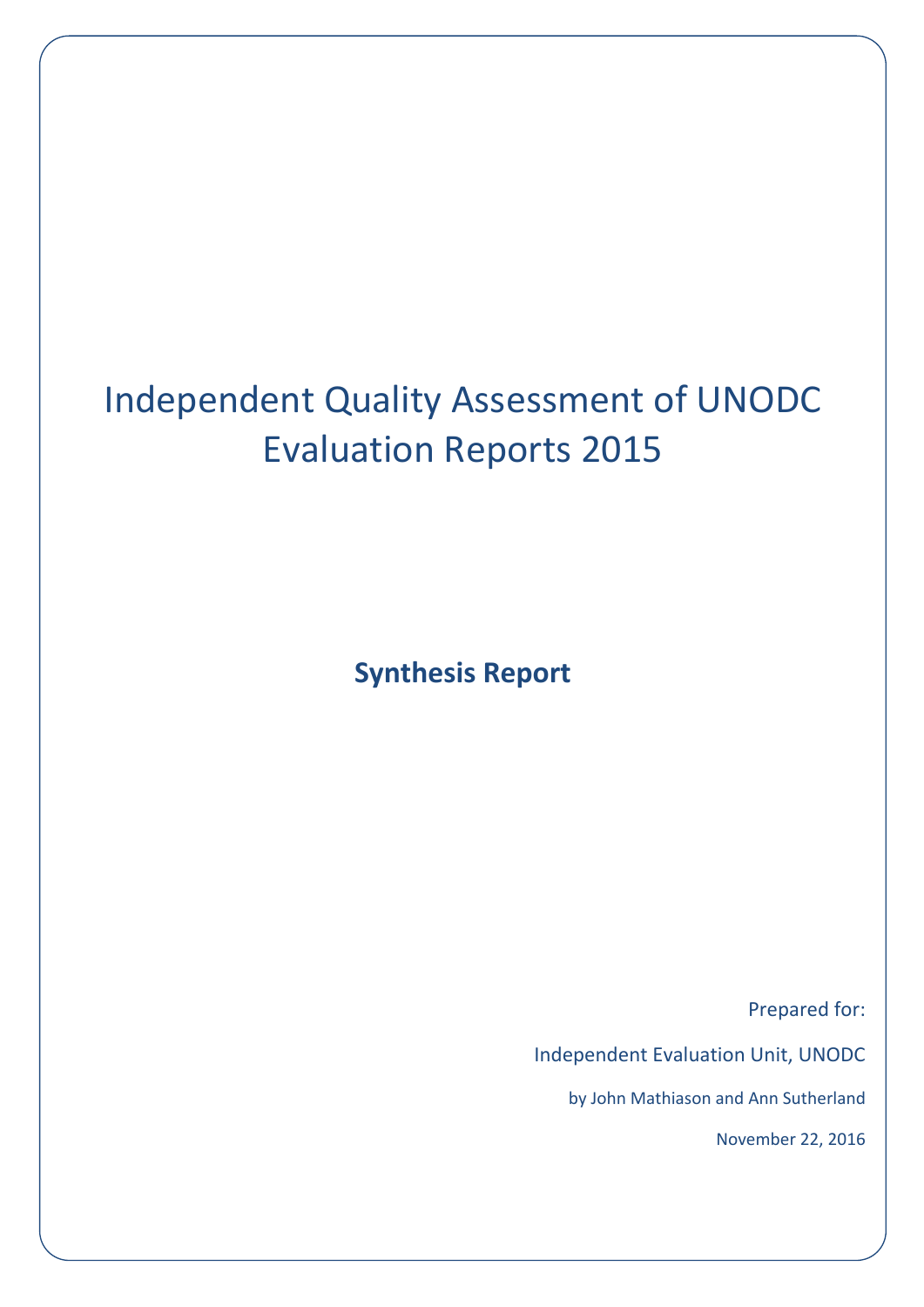# Independent Quality Assessment of UNODC Evaluation Reports 2015

## Synthesis Report

Prepared for:

Independent Evaluation Unit, UNODC

by John Mathiason and Ann Sutherland

November 22, 2016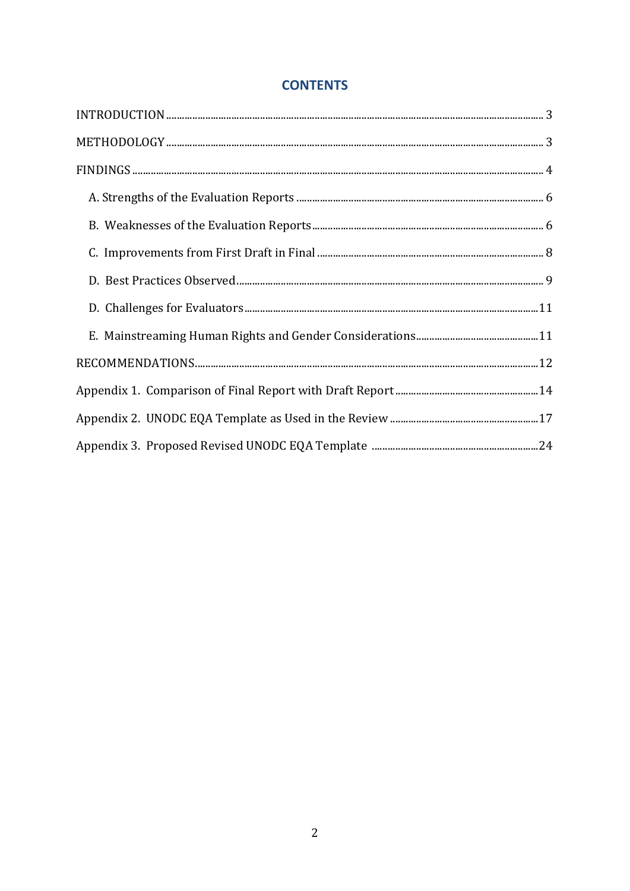## CONTENTS

INTRODUCTION .... 3

METHODOLOGY .... 3

FINDINGS .... 4

- A. Strengths of the Evaluation Reports .... 6
- B. Weaknesses of the Evaluation Reports .... 6
- C. Improvements from First Draft in Final .... 8
- D. Best Practices Observed .... 9
- D. Challenges for Evaluators .... 11
- E. Mainstreaming Human Rights and Gender Considerations .... 11

RECOMMENDATIONS .... 12

Appendix 1. Comparison of Final Report with Draft Report .... 14

Appendix 2. UNODC EQA Template as Used in the Review .... 17

Appendix 3. Proposed Revised UNODC EQA Template .... 24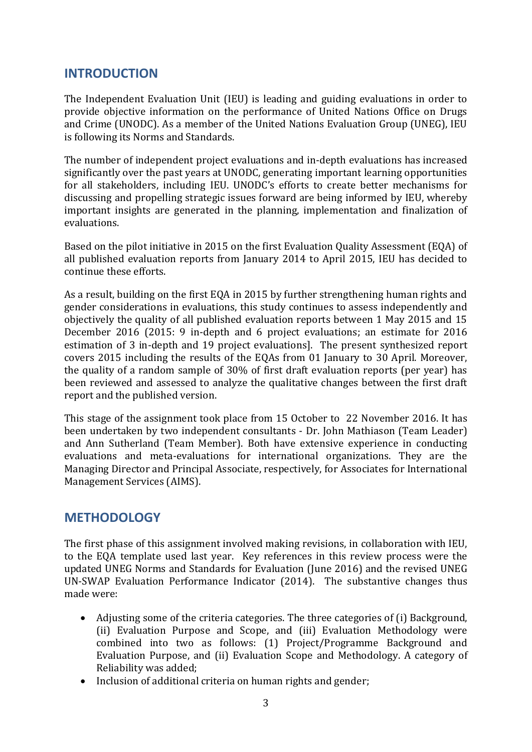## INTRODUCTION

The Independent Evaluation Unit (IEU) is leading and guiding evaluations in order to provide objective information on the performance of United Nations Office on Drugs and Crime (UNODC). As a member of the United Nations Evaluation Group (UNEG), IEU is following its Norms and Standards.

The number of independent project evaluations and in-depth evaluations has increased significantly over the past years at UNODC, generating important learning opportunities for all stakeholders, including IEU. UNODC's efforts to create better mechanisms for discussing and propelling strategic issues forward are being informed by IEU, whereby important insights are generated in the planning, implementation and finalization of evaluations.

Based on the pilot initiative in 2015 on the first Evaluation Quality Assessment (EQA) of all published evaluation reports from January 2014 to April 2015, IEU has decided to continue these efforts.

As a result, building on the first EQA in 2015 by further strengthening human rights and gender considerations in evaluations, this study continues to assess independently and objectively the quality of all published evaluation reports between 1 May 2015 and 15 December 2016 (2015: 9 in-depth and 6 project evaluations; an estimate for 2016 estimation of 3 in-depth and 19 project evaluations]. The present synthesized report covers 2015 including the results of the EQAs from 01 January to 30 April. Moreover, the quality of a random sample of 30% of first draft evaluation reports (per year) has been reviewed and assessed to analyze the qualitative changes between the first draft report and the published version.

This stage of the assignment took place from 15 October to 22 November 2016. It has been undertaken by two independent consultants - Dr. John Mathiason (Team Leader) and Ann Sutherland (Team Member). Both have extensive experience in conducting evaluations and meta-evaluations for international organizations. They are the Managing Director and Principal Associate, respectively, for Associates for International Management Services (AIMS).

## METHODOLOGY

The first phase of this assignment involved making revisions, in collaboration with IEU, to the EQA template used last year. Key references in this review process were the updated UNEG Norms and Standards for Evaluation (June 2016) and the revised UNEG UN-SWAP Evaluation Performance Indicator (2014). The substantive changes thus made were:

- Adjusting some of the criteria categories. The three categories of (i) Background, (ii) Evaluation Purpose and Scope, and (iii) Evaluation Methodology were combined into two as follows: (1) Project/Programme Background and Evaluation Purpose, and (ii) Evaluation Scope and Methodology. A category of Reliability was added;
- Inclusion of additional criteria on human rights and gender;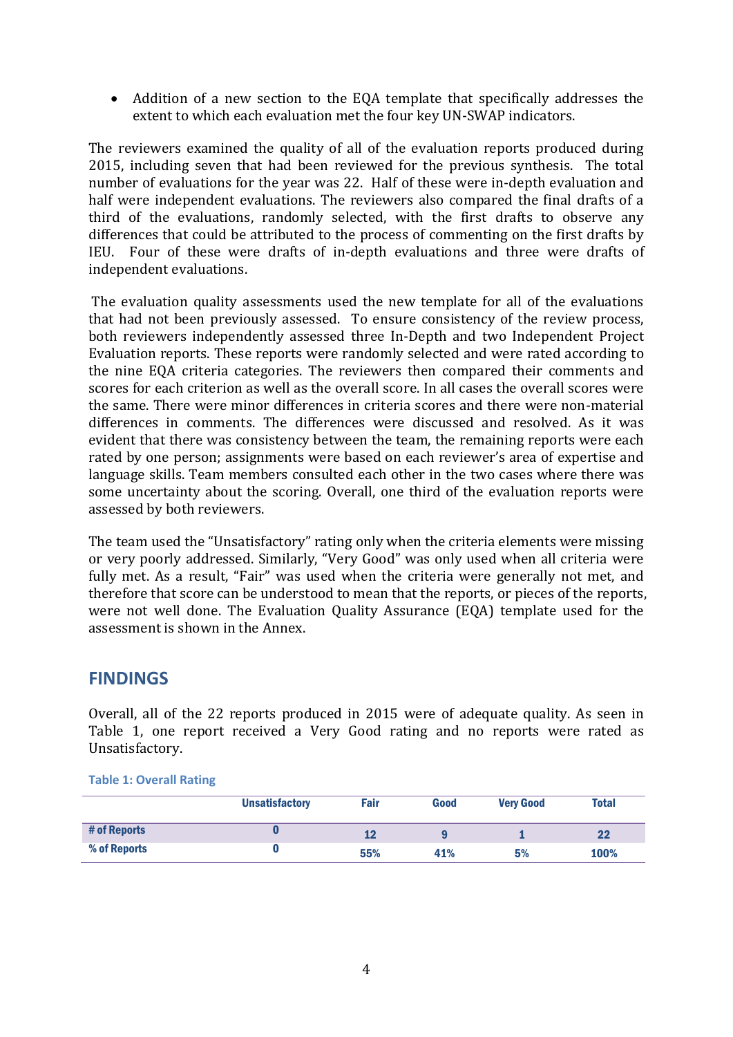- Addition of a new section to the EQA template that specifically addresses the extent to which each evaluation met the four key UN-SWAP indicators.

The reviewers examined the quality of all of the evaluation reports produced during 2015, including seven that had been reviewed for the previous synthesis. The total number of evaluations for the year was 22. Half of these were in-depth evaluation and half were independent evaluations. The reviewers also compared the final drafts of a third of the evaluations, randomly selected, with the first drafts to observe any differences that could be attributed to the process of commenting on the first drafts by IEU. Four of these were drafts of in-depth evaluations and three were drafts of independent evaluations.

The evaluation quality assessments used the new template for all of the evaluations that had not been previously assessed. To ensure consistency of the review process, both reviewers independently assessed three In-Depth and two Independent Project Evaluation reports. These reports were randomly selected and were rated according to the nine EQA criteria categories. The reviewers then compared their comments and scores for each criterion as well as the overall score. In all cases the overall scores were the same. There were minor differences in criteria scores and there were non-material differences in comments. The differences were discussed and resolved. As it was evident that there was consistency between the team, the remaining reports were each rated by one person; assignments were based on each reviewer's area of expertise and language skills. Team members consulted each other in the two cases where there was some uncertainty about the scoring. Overall, one third of the evaluation reports were assessed by both reviewers.

The team used the "Unsatisfactory" rating only when the criteria elements were missing or very poorly addressed. Similarly, "Very Good" was only used when all criteria were fully met. As a result, "Fair" was used when the criteria were generally not met, and therefore that score can be understood to mean that the reports, or pieces of the reports, were not well done. The Evaluation Quality Assurance (EQA) template used for the assessment is shown in the Annex.

## FINDINGS

Overall, all of the 22 reports produced in 2015 were of adequate quality. As seen in Table 1, one report received a Very Good rating and no reports were rated as Unsatisfactory.

**Table 1: Overall Rating**

| | Unsatisfactory | Fair | Good | Very Good | Total |
|---|---|---|---|---|---|
| # of Reports | 0 | 12 | 9 | 1 | 22 |
| % of Reports | 0 | 55% | 41% | 5% | 100% |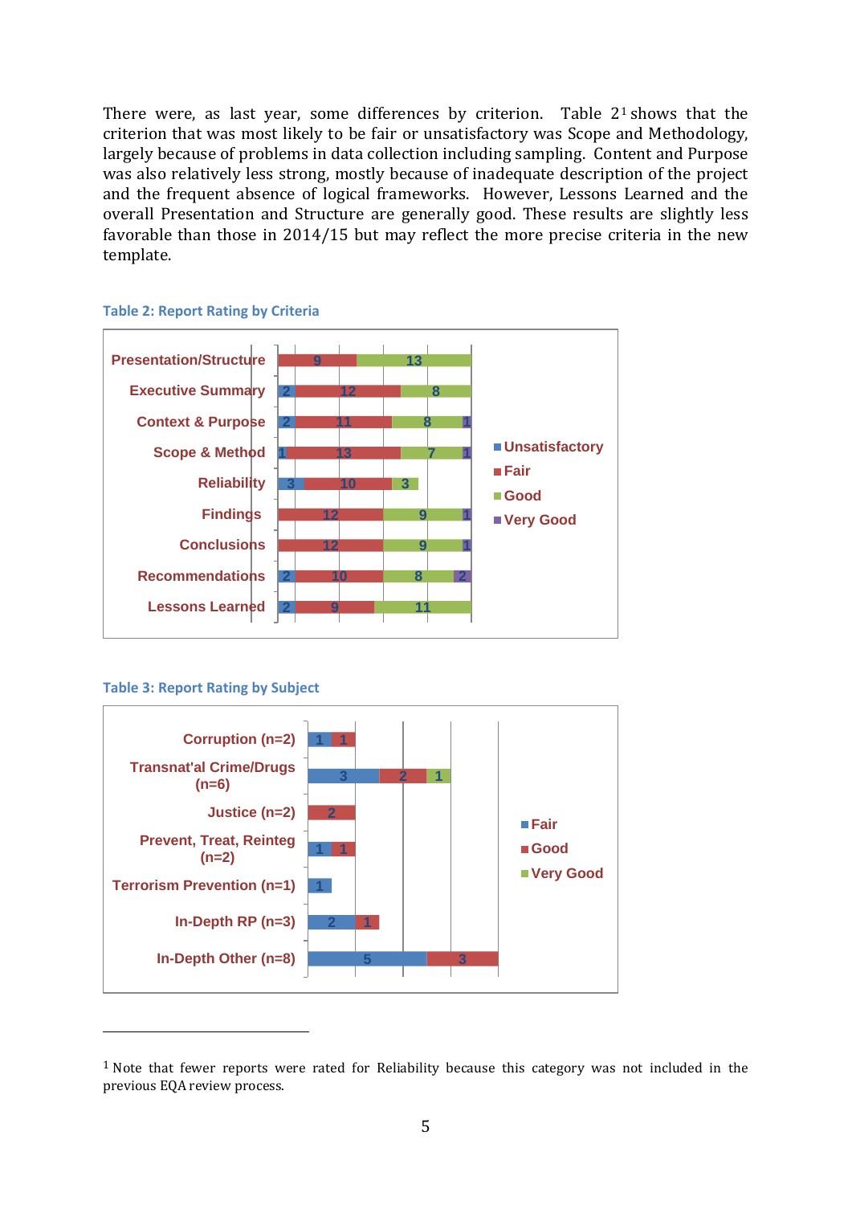There were, as last year, some differences by criterion. Table 2[1] shows that the criterion that was most likely to be fair or unsatisfactory was Scope and Methodology, largely because of problems in data collection including sampling. Content and Purpose was also relatively less strong, mostly because of inadequate description of the project and the frequent absence of logical frameworks. However, Lessons Learned and the overall Presentation and Structure are generally good. These results are slightly less favorable than those in 2014/15 but may reflect the more precise criteria in the new template.

**Table 2: Report Rating by Criteria**

| Criterion | Unsatisfactory | Fair | Good | Very Good |
|---|---|---|---|---|
| Presentation/Structure | | 9 | 13 | |
| Executive Summary | 2 | 12 | 8 | |
| Context & Purpose | 2 | 11 | 8 | 1 |
| Scope & Method | 1 | 13 | 7 | 1 |
| Reliability | 3 | 10 | 3 | |
| Findings | | 12 | 9 | 1 |
| Conclusions | | 12 | 9 | 1 |
| Recommendations | 2 | 10 | 8 | 2 |
| Lessons Learned | 2 | 9 | 11 | |

**Table 3: Report Rating by Subject**

| Subject | Fair | Good | Very Good |
|---|---|---|---|
| Corruption (n=2) | 1 | 1 | |
| Transnat'al Crime/Drugs (n=6) | 3 | 2 | 1 |
| Justice (n=2) | | 2 | |
| Prevent, Treat, Reinteg (n=2) | 1 | 1 | |
| Terrorism Prevention (n=1) | 1 | | |
| In-Depth RP (n=3) | 2 | 1 | |
| In-Depth Other (n=8) | 5 | 3 | |

---

[1] Note that fewer reports were rated for Reliability because this category was not included in the previous EQA review process.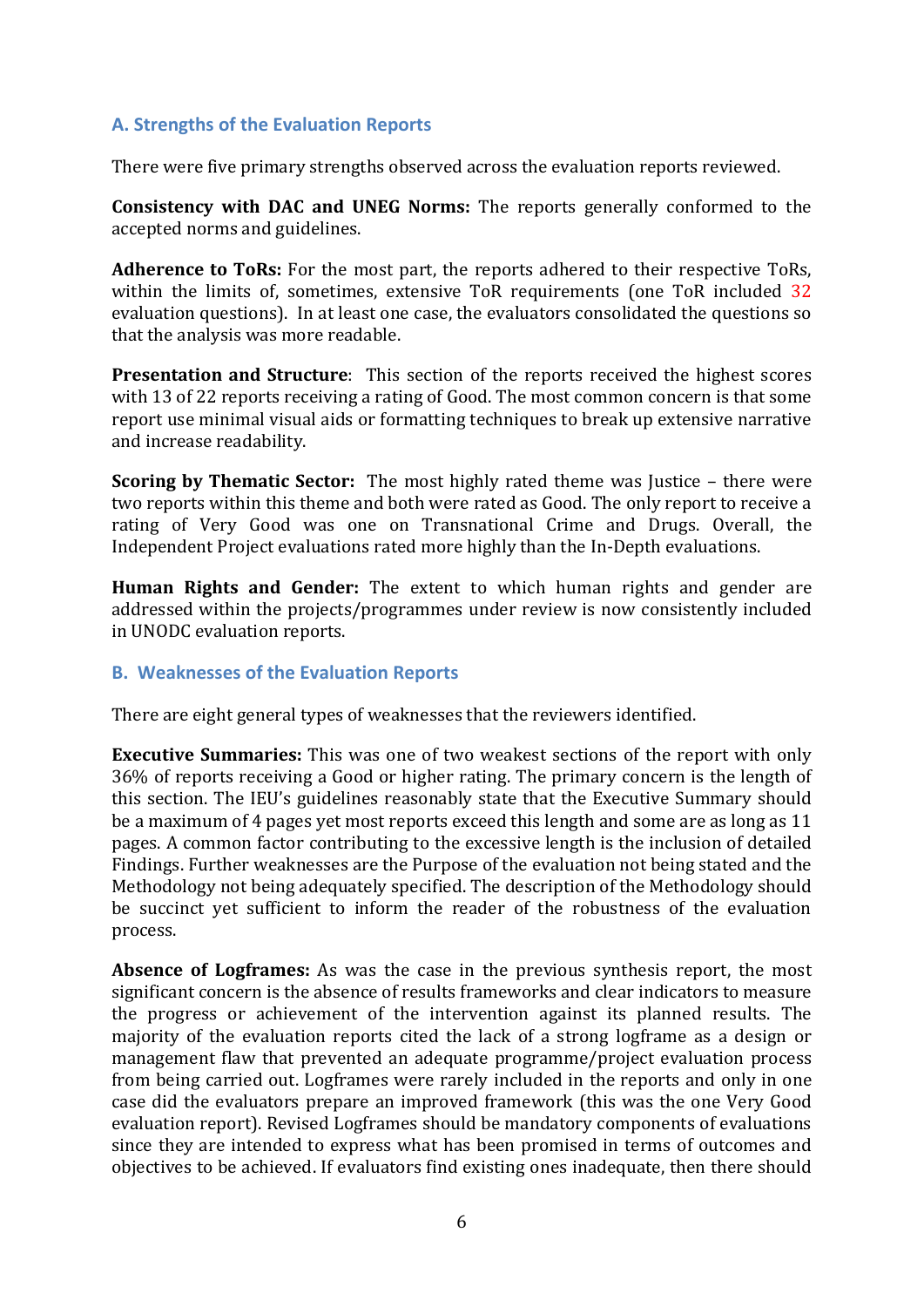## A. Strengths of the Evaluation Reports

There were five primary strengths observed across the evaluation reports reviewed.

**Consistency with DAC and UNEG Norms:** The reports generally conformed to the accepted norms and guidelines.

**Adherence to ToRs:** For the most part, the reports adhered to their respective ToRs, within the limits of, sometimes, extensive ToR requirements (one ToR included 32 evaluation questions). In at least one case, the evaluators consolidated the questions so that the analysis was more readable.

**Presentation and Structure**: This section of the reports received the highest scores with 13 of 22 reports receiving a rating of Good. The most common concern is that some report use minimal visual aids or formatting techniques to break up extensive narrative and increase readability.

**Scoring by Thematic Sector:** The most highly rated theme was Justice – there were two reports within this theme and both were rated as Good. The only report to receive a rating of Very Good was one on Transnational Crime and Drugs. Overall, the Independent Project evaluations rated more highly than the In-Depth evaluations.

**Human Rights and Gender:** The extent to which human rights and gender are addressed within the projects/programmes under review is now consistently included in UNODC evaluation reports.

## B. Weaknesses of the Evaluation Reports

There are eight general types of weaknesses that the reviewers identified.

**Executive Summaries:** This was one of two weakest sections of the report with only 36% of reports receiving a Good or higher rating. The primary concern is the length of this section. The IEU's guidelines reasonably state that the Executive Summary should be a maximum of 4 pages yet most reports exceed this length and some are as long as 11 pages. A common factor contributing to the excessive length is the inclusion of detailed Findings. Further weaknesses are the Purpose of the evaluation not being stated and the Methodology not being adequately specified. The description of the Methodology should be succinct yet sufficient to inform the reader of the robustness of the evaluation process.

**Absence of Logframes:** As was the case in the previous synthesis report, the most significant concern is the absence of results frameworks and clear indicators to measure the progress or achievement of the intervention against its planned results. The majority of the evaluation reports cited the lack of a strong logframe as a design or management flaw that prevented an adequate programme/project evaluation process from being carried out. Logframes were rarely included in the reports and only in one case did the evaluators prepare an improved framework (this was the one Very Good evaluation report). Revised Logframes should be mandatory components of evaluations since they are intended to express what has been promised in terms of outcomes and objectives to be achieved. If evaluators find existing ones inadequate, then there should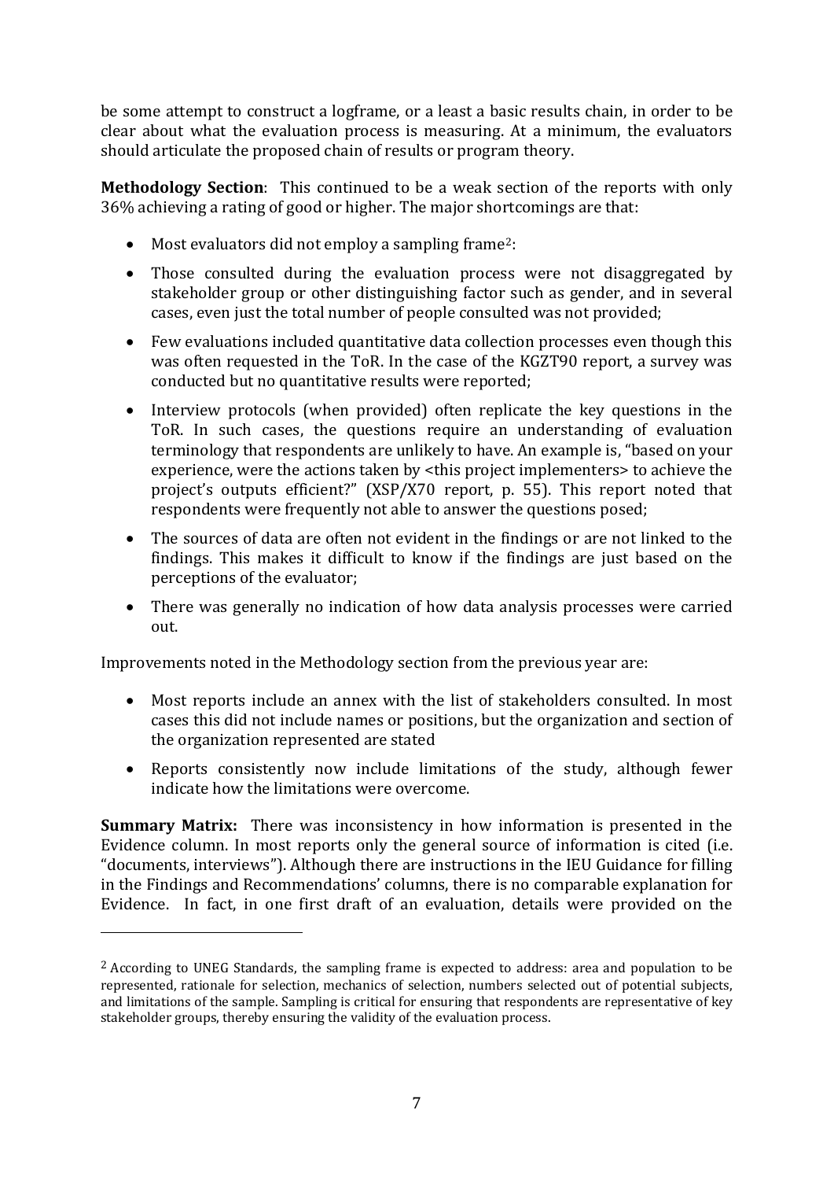be some attempt to construct a logframe, or a least a basic results chain, in order to be clear about what the evaluation process is measuring. At a minimum, the evaluators should articulate the proposed chain of results or program theory.

**Methodology Section**: This continued to be a weak section of the reports with only 36% achieving a rating of good or higher. The major shortcomings are that:

- Most evaluators did not employ a sampling frame[2]:
- Those consulted during the evaluation process were not disaggregated by stakeholder group or other distinguishing factor such as gender, and in several cases, even just the total number of people consulted was not provided;
- Few evaluations included quantitative data collection processes even though this was often requested in the ToR. In the case of the KGZT90 report, a survey was conducted but no quantitative results were reported;
- Interview protocols (when provided) often replicate the key questions in the ToR. In such cases, the questions require an understanding of evaluation terminology that respondents are unlikely to have. An example is, "based on your experience, were the actions taken by <this project implementers> to achieve the project's outputs efficient?" (XSP/X70 report, p. 55). This report noted that respondents were frequently not able to answer the questions posed;
- The sources of data are often not evident in the findings or are not linked to the findings. This makes it difficult to know if the findings are just based on the perceptions of the evaluator;
- There was generally no indication of how data analysis processes were carried out.

Improvements noted in the Methodology section from the previous year are:

- Most reports include an annex with the list of stakeholders consulted. In most cases this did not include names or positions, but the organization and section of the organization represented are stated
- Reports consistently now include limitations of the study, although fewer indicate how the limitations were overcome.

**Summary Matrix:** There was inconsistency in how information is presented in the Evidence column. In most reports only the general source of information is cited (i.e. "documents, interviews"). Although there are instructions in the IEU Guidance for filling in the Findings and Recommendations' columns, there is no comparable explanation for Evidence. In fact, in one first draft of an evaluation, details were provided on the

[2] According to UNEG Standards, the sampling frame is expected to address: area and population to be represented, rationale for selection, mechanics of selection, numbers selected out of potential subjects, and limitations of the sample. Sampling is critical for ensuring that respondents are representative of key stakeholder groups, thereby ensuring the validity of the evaluation process.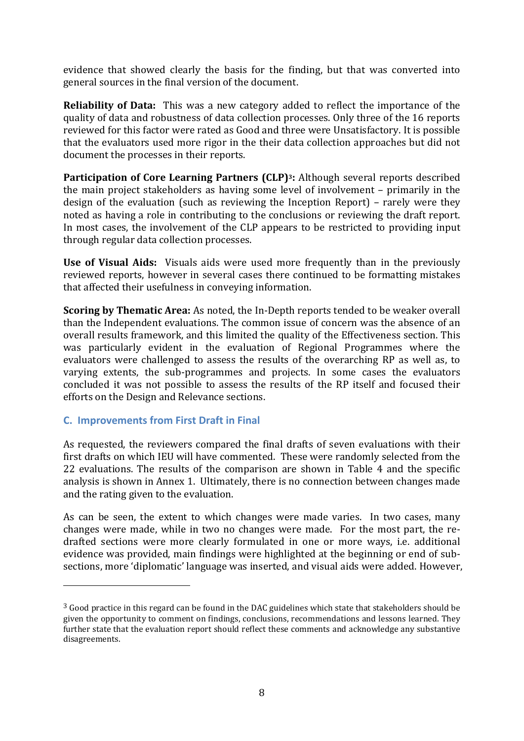evidence that showed clearly the basis for the finding, but that was converted into general sources in the final version of the document.

**Reliability of Data:** This was a new category added to reflect the importance of the quality of data and robustness of data collection processes. Only three of the 16 reports reviewed for this factor were rated as Good and three were Unsatisfactory. It is possible that the evaluators used more rigor in the their data collection approaches but did not document the processes in their reports.

**Participation of Core Learning Partners (CLP)[3]:** Although several reports described the main project stakeholders as having some level of involvement – primarily in the design of the evaluation (such as reviewing the Inception Report) – rarely were they noted as having a role in contributing to the conclusions or reviewing the draft report. In most cases, the involvement of the CLP appears to be restricted to providing input through regular data collection processes.

**Use of Visual Aids:** Visuals aids were used more frequently than in the previously reviewed reports, however in several cases there continued to be formatting mistakes that affected their usefulness in conveying information.

**Scoring by Thematic Area:** As noted, the In-Depth reports tended to be weaker overall than the Independent evaluations. The common issue of concern was the absence of an overall results framework, and this limited the quality of the Effectiveness section. This was particularly evident in the evaluation of Regional Programmes where the evaluators were challenged to assess the results of the overarching RP as well as, to varying extents, the sub-programmes and projects. In some cases the evaluators concluded it was not possible to assess the results of the RP itself and focused their efforts on the Design and Relevance sections.

### C. Improvements from First Draft in Final

As requested, the reviewers compared the final drafts of seven evaluations with their first drafts on which IEU will have commented. These were randomly selected from the 22 evaluations. The results of the comparison are shown in Table 4 and the specific analysis is shown in Annex 1. Ultimately, there is no connection between changes made and the rating given to the evaluation.

As can be seen, the extent to which changes were made varies. In two cases, many changes were made, while in two no changes were made. For the most part, the re-drafted sections were more clearly formulated in one or more ways, i.e. additional evidence was provided, main findings were highlighted at the beginning or end of sub-sections, more 'diplomatic' language was inserted, and visual aids were added. However,

---

[3] Good practice in this regard can be found in the DAC guidelines which state that stakeholders should be given the opportunity to comment on findings, conclusions, recommendations and lessons learned. They further state that the evaluation report should reflect these comments and acknowledge any substantive disagreements.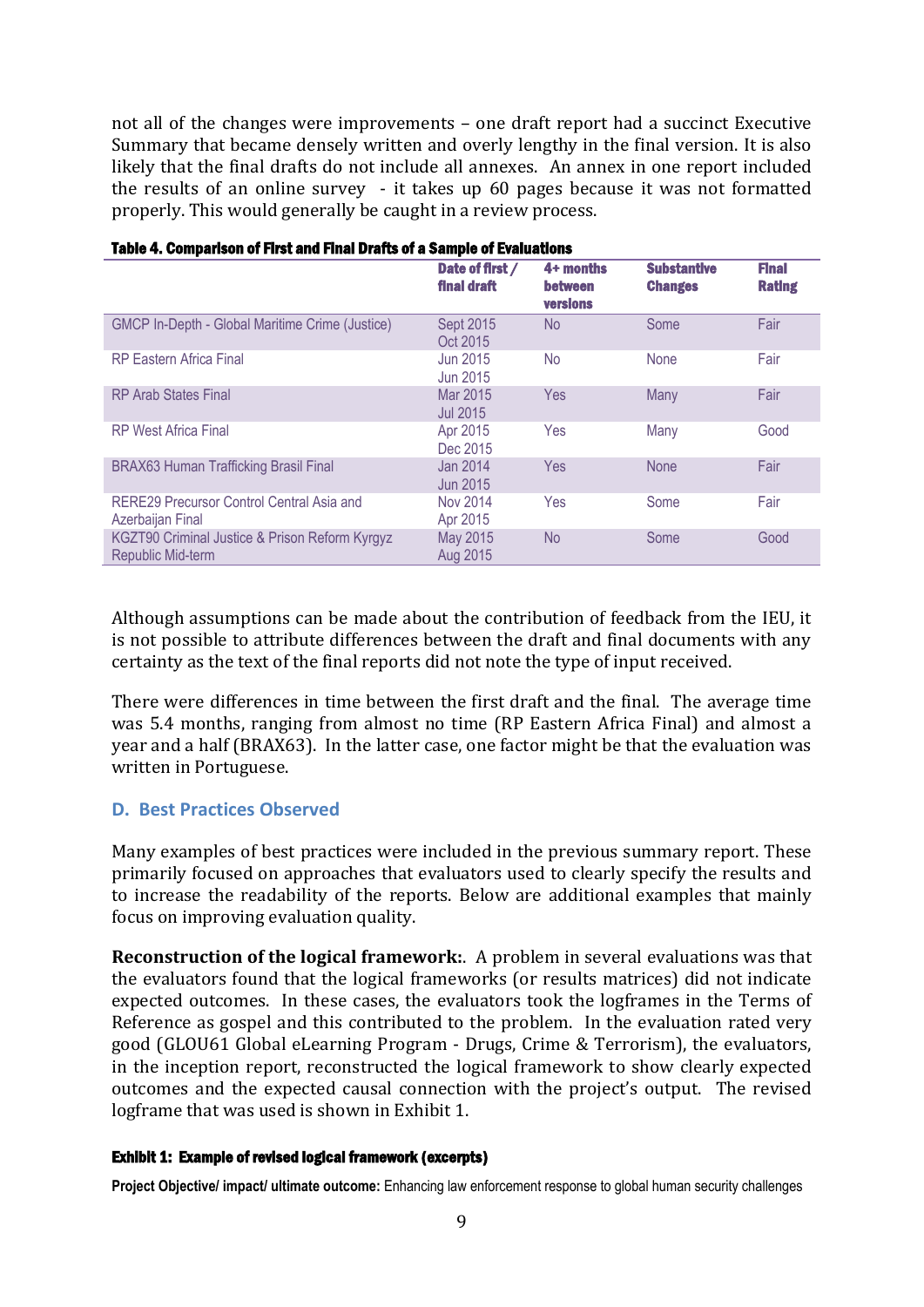not all of the changes were improvements – one draft report had a succinct Executive Summary that became densely written and overly lengthy in the final version. It is also likely that the final drafts do not include all annexes. An annex in one report included the results of an online survey - it takes up 60 pages because it was not formatted properly. This would generally be caught in a review process.

**Table 4. Comparison of First and Final Drafts of a Sample of Evaluations**

| | Date of first / final draft | 4+ months between versions | Substantive Changes | Final Rating |
|---|---|---|---|---|
| GMCP In-Depth - Global Maritime Crime (Justice) | Sept 2015 Oct 2015 | No | Some | Fair |
| RP Eastern Africa Final | Jun 2015 Jun 2015 | No | None | Fair |
| RP Arab States Final | Mar 2015 Jul 2015 | Yes | Many | Fair |
| RP West Africa Final | Apr 2015 Dec 2015 | Yes | Many | Good |
| BRAX63 Human Trafficking Brasil Final | Jan 2014 Jun 2015 | Yes | None | Fair |
| RERE29 Precursor Control Central Asia and Azerbaijan Final | Nov 2014 Apr 2015 | Yes | Some | Fair |
| KGZT90 Criminal Justice & Prison Reform Kyrgyz Republic Mid-term | May 2015 Aug 2015 | No | Some | Good |

Although assumptions can be made about the contribution of feedback from the IEU, it is not possible to attribute differences between the draft and final documents with any certainty as the text of the final reports did not note the type of input received.

There were differences in time between the first draft and the final. The average time was 5.4 months, ranging from almost no time (RP Eastern Africa Final) and almost a year and a half (BRAX63). In the latter case, one factor might be that the evaluation was written in Portuguese.

## D. Best Practices Observed

Many examples of best practices were included in the previous summary report. These primarily focused on approaches that evaluators used to clearly specify the results and to increase the readability of the reports. Below are additional examples that mainly focus on improving evaluation quality.

**Reconstruction of the logical framework:**. A problem in several evaluations was that the evaluators found that the logical frameworks (or results matrices) did not indicate expected outcomes. In these cases, the evaluators took the logframes in the Terms of Reference as gospel and this contributed to the problem. In the evaluation rated very good (GLOU61 Global eLearning Program - Drugs, Crime & Terrorism), the evaluators, in the inception report, reconstructed the logical framework to show clearly expected outcomes and the expected causal connection with the project's output. The revised logframe that was used is shown in Exhibit 1.

**Exhibit 1: Example of revised logical framework (excerpts)**

**Project Objective/ impact/ ultimate outcome:** Enhancing law enforcement response to global human security challenges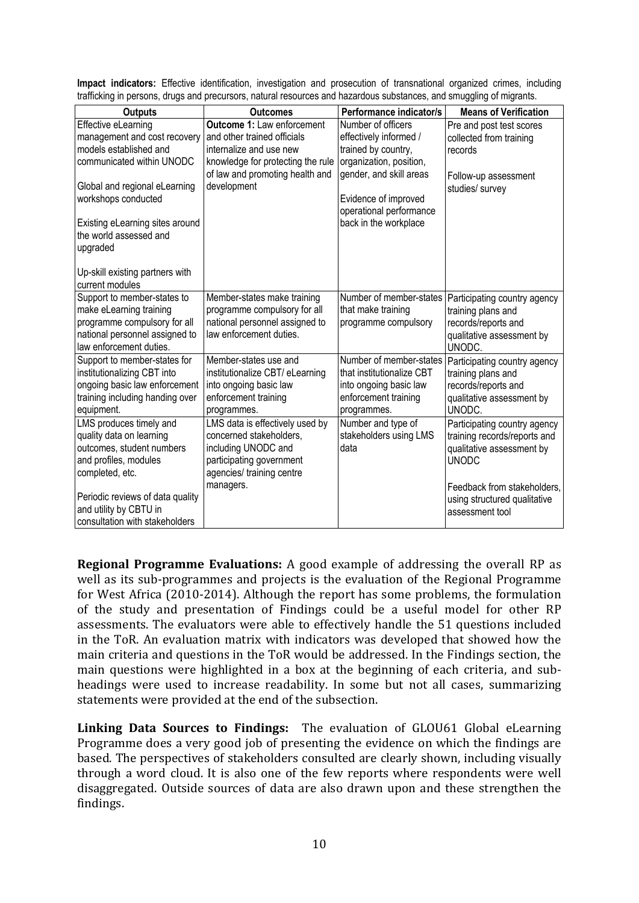**Impact indicators:** Effective identification, investigation and prosecution of transnational organized crimes, including trafficking in persons, drugs and precursors, natural resources and hazardous substances, and smuggling of migrants.

| Outputs | Outcomes | Performance indicator/s | Means of Verification |
|---|---|---|---|
| Effective eLearning management and cost recovery models established and communicated within UNODC<br><br>Global and regional eLearning workshops conducted<br><br>Existing eLearning sites around the world assessed and upgraded<br><br>Up-skill existing partners with current modules | **Outcome 1:** Law enforcement and other trained officials internalize and use new knowledge for protecting the rule of law and promoting health and development | Number of officers effectively informed / trained by country, organization, position, gender, and skill areas<br><br>Evidence of improved operational performance back in the workplace | Pre and post test scores collected from training records<br><br>Follow-up assessment studies/ survey |
| Support to member-states to make eLearning training programme compulsory for all national personnel assigned to law enforcement duties. | Member-states make training programme compulsory for all national personnel assigned to law enforcement duties. | Number of member-states that make training programme compulsory | Participating country agency training plans and records/reports and qualitative assessment by UNODC. |
| Support to member-states for institutionalizing CBT into ongoing basic law enforcement training including handing over equipment. | Member-states use and institutionalize CBT/ eLearning into ongoing basic law enforcement training programmes. | Number of member-states that institutionalize CBT into ongoing basic law enforcement training programmes. | Participating country agency training plans and records/reports and qualitative assessment by UNODC. |
| LMS produces timely and quality data on learning outcomes, student numbers and profiles, modules completed, etc.<br><br>Periodic reviews of data quality and utility by CBTU in consultation with stakeholders | LMS data is effectively used by concerned stakeholders, including UNODC and participating government agencies/ training centre managers. | Number and type of stakeholders using LMS data | Participating country agency training records/reports and qualitative assessment by the UNODC<br><br>Feedback from stakeholders, using structured qualitative assessment tool |

**Regional Programme Evaluations:** A good example of addressing the overall RP as well as its sub-programmes and projects is the evaluation of the Regional Programme for West Africa (2010-2014). Although the report has some problems, the formulation of the study and presentation of Findings could be a useful model for other RP assessments. The evaluators were able to effectively handle the 51 questions included in the ToR. An evaluation matrix with indicators was developed that showed how the main criteria and questions in the ToR would be addressed. In the Findings section, the main questions were highlighted in a box at the beginning of each criteria, and sub-headings were used to increase readability. In some but not all cases, summarizing statements were provided at the end of the subsection.

**Linking Data Sources to Findings:** The evaluation of GLOU61 Global eLearning Programme does a very good job of presenting the evidence on which the findings are based. The perspectives of stakeholders consulted are clearly shown, including visually through a word cloud. It is also one of the few reports where respondents were well disaggregated. Outside sources of data are also drawn upon and these strengthen the findings.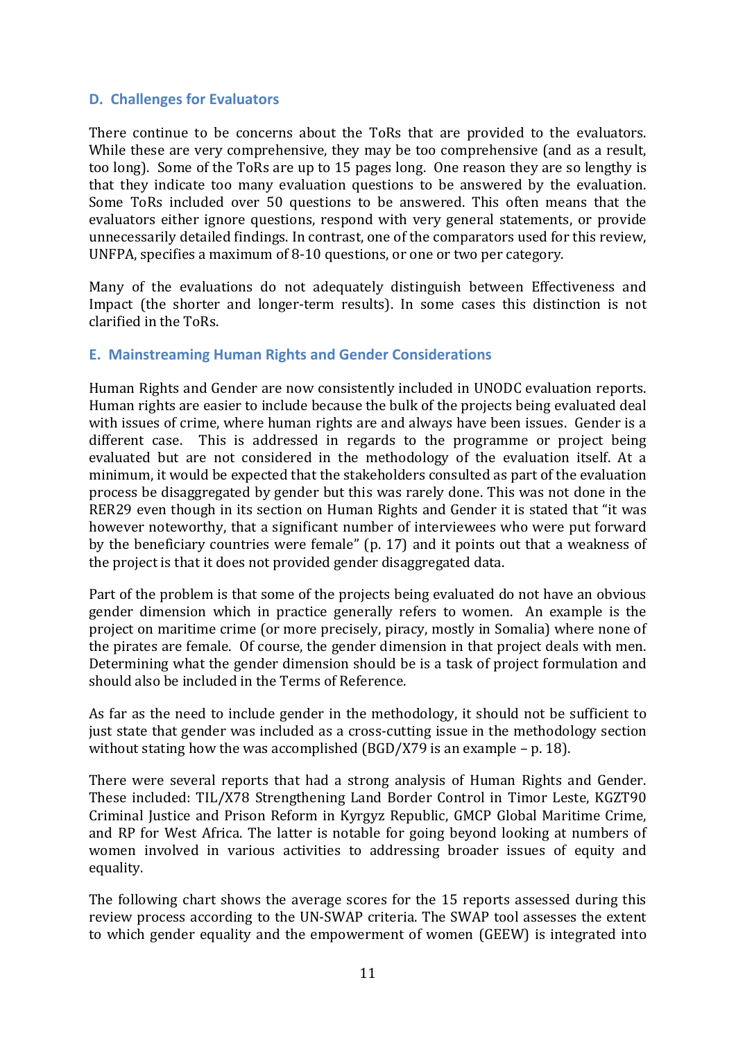### D. Challenges for Evaluators

There continue to be concerns about the ToRs that are provided to the evaluators. While these are very comprehensive, they may be too comprehensive (and as a result, too long). Some of the ToRs are up to 15 pages long. One reason they are so lengthy is that they indicate too many evaluation questions to be answered by the evaluation. Some ToRs included over 50 questions to be answered. This often means that the evaluators either ignore questions, respond with very general statements, or provide unnecessarily detailed findings. In contrast, one of the comparators used for this review, UNFPA, specifies a maximum of 8-10 questions, or one or two per category.

Many of the evaluations do not adequately distinguish between Effectiveness and Impact (the shorter and longer-term results). In some cases this distinction is not clarified in the ToRs.

### E. Mainstreaming Human Rights and Gender Considerations

Human Rights and Gender are now consistently included in UNODC evaluation reports. Human rights are easier to include because the bulk of the projects being evaluated deal with issues of crime, where human rights are and always have been issues. Gender is a different case. This is addressed in regards to the programme or project being evaluated but are not considered in the methodology of the evaluation itself. At a minimum, it would be expected that the stakeholders consulted as part of the evaluation process be disaggregated by gender but this was rarely done. This was not done in the RER29 even though in its section on Human Rights and Gender it is stated that "it was however noteworthy, that a significant number of interviewees who were put forward by the beneficiary countries were female" (p. 17) and it points out that a weakness of the project is that it does not provided gender disaggregated data.

Part of the problem is that some of the projects being evaluated do not have an obvious gender dimension which in practice generally refers to women. An example is the project on maritime crime (or more precisely, piracy, mostly in Somalia) where none of the pirates are female. Of course, the gender dimension in that project deals with men. Determining what the gender dimension should be is a task of project formulation and should also be included in the Terms of Reference.

As far as the need to include gender in the methodology, it should not be sufficient to just state that gender was included as a cross-cutting issue in the methodology section without stating how the was accomplished (BGD/X79 is an example – p. 18).

There were several reports that had a strong analysis of Human Rights and Gender. These included: TIL/X78 Strengthening Land Border Control in Timor Leste, KGZT90 Criminal Justice and Prison Reform in Kyrgyz Republic, GMCP Global Maritime Crime, and RP for West Africa. The latter is notable for going beyond looking at numbers of women involved in various activities to addressing broader issues of equity and equality.

The following chart shows the average scores for the 15 reports assessed during this review process according to the UN-SWAP criteria. The SWAP tool assesses the extent to which gender equality and the empowerment of women (GEEW) is integrated into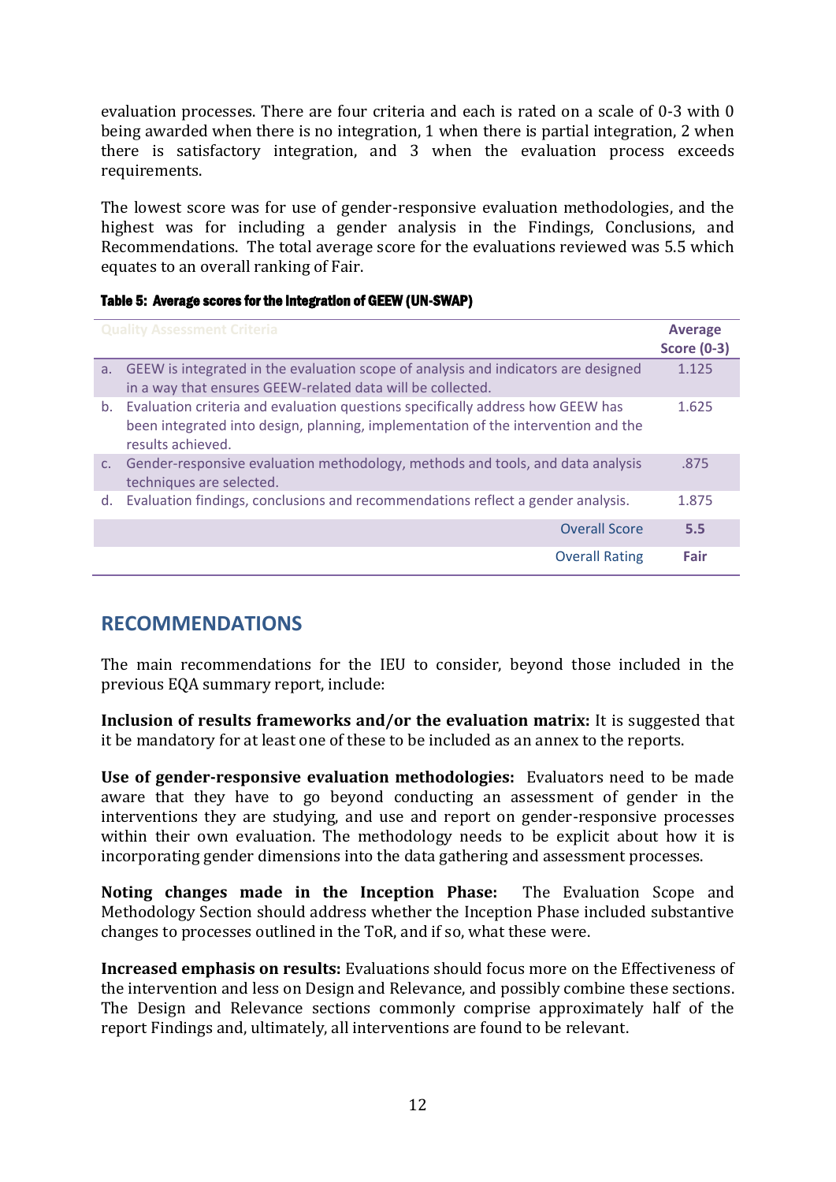evaluation processes. There are four criteria and each is rated on a scale of 0-3 with 0 being awarded when there is no integration, 1 when there is partial integration, 2 when there is satisfactory integration, and 3 when the evaluation process exceeds requirements.

The lowest score was for use of gender-responsive evaluation methodologies, and the highest was for including a gender analysis in the Findings, Conclusions, and Recommendations. The total average score for the evaluations reviewed was 5.5 which equates to an overall ranking of Fair.

**Table 5: Average scores for the Integration of GEEW (UN-SWAP)**

| Quality Assessment Criteria | Average Score (0-3) |
|---|---|
| a. GEEW is integrated in the evaluation scope of analysis and indicators are designed in a way that ensures GEEW-related data will be collected. | 1.125 |
| b. Evaluation criteria and evaluation questions specifically address how GEEW has been integrated into design, planning, implementation of the intervention and the results achieved. | 1.625 |
| c. Gender-responsive evaluation methodology, methods and tools, and data analysis techniques are selected. | .875 |
| d. Evaluation findings, conclusions and recommendations reflect a gender analysis. | 1.875 |
| Overall Score | **5.5** |
| Overall Rating | **Fair** |

## RECOMMENDATIONS

The main recommendations for the IEU to consider, beyond those included in the previous EQA summary report, include:

**Inclusion of results frameworks and/or the evaluation matrix:** It is suggested that it be mandatory for at least one of these to be included as an annex to the reports.

**Use of gender-responsive evaluation methodologies:** Evaluators need to be made aware that they have to go beyond conducting an assessment of gender in the interventions they are studying, and use and report on gender-responsive processes within their own evaluation. The methodology needs to be explicit about how it is incorporating gender dimensions into the data gathering and assessment processes.

**Noting changes made in the Inception Phase:** The Evaluation Scope and Methodology Section should address whether the Inception Phase included substantive changes to processes outlined in the ToR, and if so, what these were.

**Increased emphasis on results:** Evaluations should focus more on the Effectiveness of the intervention and less on Design and Relevance, and possibly combine these sections. The Design and Relevance sections commonly comprise approximately half of the report Findings and, ultimately, all interventions are found to be relevant.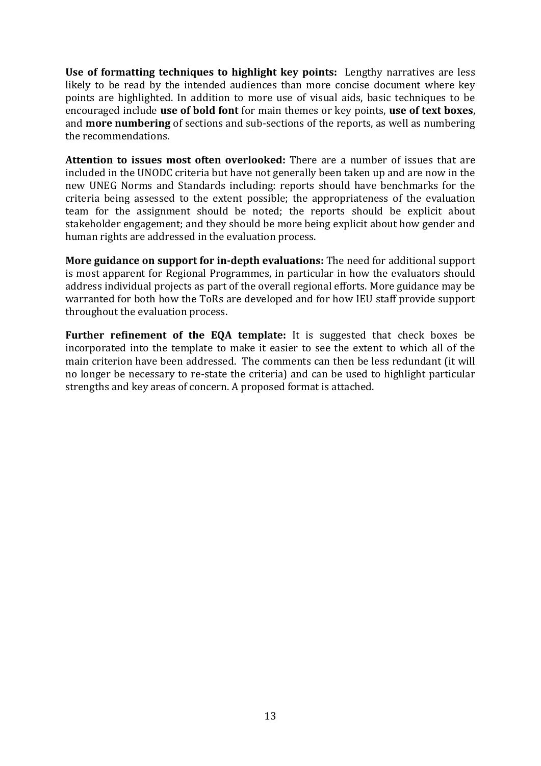**Use of formatting techniques to highlight key points:** Lengthy narratives are less likely to be read by the intended audiences than more concise document where key points are highlighted. In addition to more use of visual aids, basic techniques to be encouraged include **use of bold font** for main themes or key points, **use of text boxes**, and **more numbering** of sections and sub-sections of the reports, as well as numbering the recommendations.

**Attention to issues most often overlooked:** There are a number of issues that are included in the UNODC criteria but have not generally been taken up and are now in the new UNEG Norms and Standards including: reports should have benchmarks for the criteria being assessed to the extent possible; the appropriateness of the evaluation team for the assignment should be noted; the reports should be explicit about stakeholder engagement; and they should be more being explicit about how gender and human rights are addressed in the evaluation process.

**More guidance on support for in-depth evaluations:** The need for additional support is most apparent for Regional Programmes, in particular in how the evaluators should address individual projects as part of the overall regional efforts. More guidance may be warranted for both how the ToRs are developed and for how IEU staff provide support throughout the evaluation process.

**Further refinement of the EQA template:** It is suggested that check boxes be incorporated into the template to make it easier to see the extent to which all of the main criterion have been addressed. The comments can then be less redundant (it will no longer be necessary to re-state the criteria) and can be used to highlight particular strengths and key areas of concern. A proposed format is attached.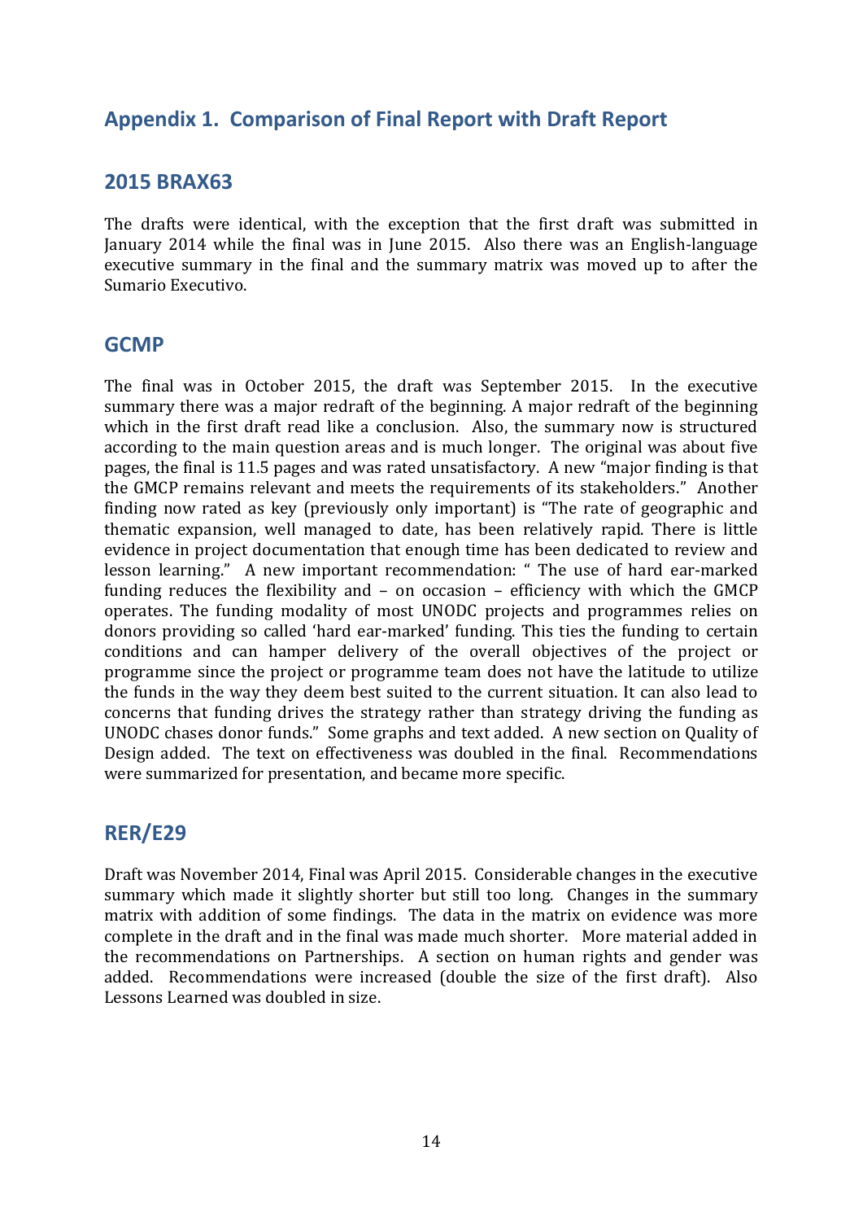## Appendix 1. Comparison of Final Report with Draft Report

### 2015 BRAX63

The drafts were identical, with the exception that the first draft was submitted in January 2014 while the final was in June 2015. Also there was an English-language executive summary in the final and the summary matrix was moved up to after the Sumario Executivo.

### GCMP

The final was in October 2015, the draft was September 2015. In the executive summary there was a major redraft of the beginning. A major redraft of the beginning which in the first draft read like a conclusion. Also, the summary now is structured according to the main question areas and is much longer. The original was about five pages, the final is 11.5 pages and was rated unsatisfactory. A new "major finding is that the GMCP remains relevant and meets the requirements of its stakeholders." Another finding now rated as key (previously only important) is "The rate of geographic and thematic expansion, well managed to date, has been relatively rapid. There is little evidence in project documentation that enough time has been dedicated to review and lesson learning." A new important recommendation: " The use of hard ear-marked funding reduces the flexibility and – on occasion – efficiency with which the GMCP operates. The funding modality of most UNODC projects and programmes relies on donors providing so called 'hard ear-marked' funding. This ties the funding to certain conditions and can hamper delivery of the overall objectives of the project or programme since the project or programme team does not have the latitude to utilize the funds in the way they deem best suited to the current situation. It can also lead to concerns that funding drives the strategy rather than strategy driving the funding as UNODC chases donor funds." Some graphs and text added. A new section on Quality of Design added. The text on effectiveness was doubled in the final. Recommendations were summarized for presentation, and became more specific.

### RER/E29

Draft was November 2014, Final was April 2015. Considerable changes in the executive summary which made it slightly shorter but still too long. Changes in the summary matrix with addition of some findings. The data in the matrix on evidence was more complete in the draft and in the final was made much shorter. More material added in the recommendations on Partnerships. A section on human rights and gender was added. Recommendations were increased (double the size of the first draft). Also Lessons Learned was doubled in size.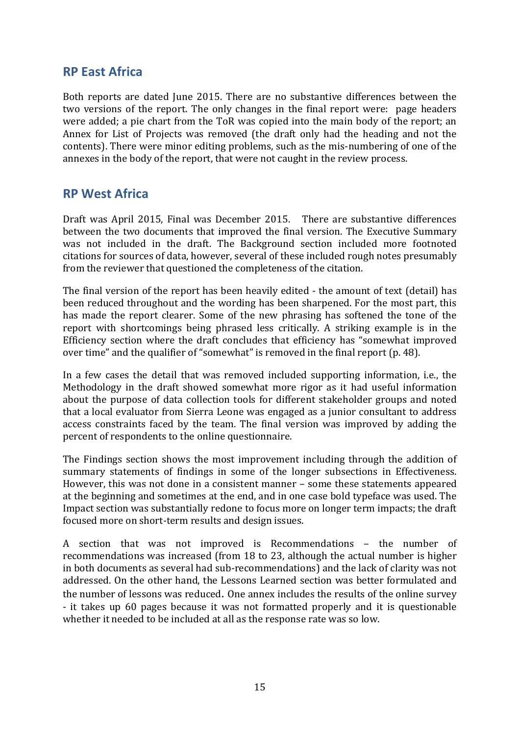## RP East Africa

Both reports are dated June 2015. There are no substantive differences between the two versions of the report. The only changes in the final report were: page headers were added; a pie chart from the ToR was copied into the main body of the report; an Annex for List of Projects was removed (the draft only had the heading and not the contents). There were minor editing problems, such as the mis-numbering of one of the annexes in the body of the report, that were not caught in the review process.

## RP West Africa

Draft was April 2015, Final was December 2015. There are substantive differences between the two documents that improved the final version. The Executive Summary was not included in the draft. The Background section included more footnoted citations for sources of data, however, several of these included rough notes presumably from the reviewer that questioned the completeness of the citation.

The final version of the report has been heavily edited - the amount of text (detail) has been reduced throughout and the wording has been sharpened. For the most part, this has made the report clearer. Some of the new phrasing has softened the tone of the report with shortcomings being phrased less critically. A striking example is in the Efficiency section where the draft concludes that efficiency has "somewhat improved over time" and the qualifier of "somewhat" is removed in the final report (p. 48).

In a few cases the detail that was removed included supporting information, i.e., the Methodology in the draft showed somewhat more rigor as it had useful information about the purpose of data collection tools for different stakeholder groups and noted that a local evaluator from Sierra Leone was engaged as a junior consultant to address access constraints faced by the team. The final version was improved by adding the percent of respondents to the online questionnaire.

The Findings section shows the most improvement including through the addition of summary statements of findings in some of the longer subsections in Effectiveness. However, this was not done in a consistent manner – some these statements appeared at the beginning and sometimes at the end, and in one case bold typeface was used. The Impact section was substantially redone to focus more on longer term impacts; the draft focused more on short-term results and design issues.

A section that was not improved is Recommendations – the number of recommendations was increased (from 18 to 23, although the actual number is higher in both documents as several had sub-recommendations) and the lack of clarity was not addressed. On the other hand, the Lessons Learned section was better formulated and the number of lessons was reduced. One annex includes the results of the online survey - it takes up 60 pages because it was not formatted properly and it is questionable whether it needed to be included at all as the response rate was so low.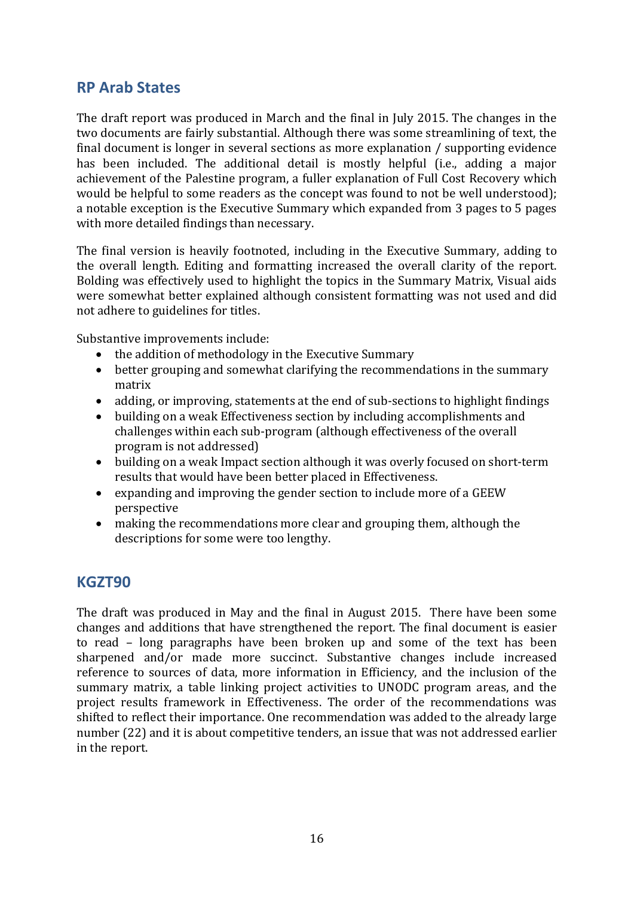## RP Arab States

The draft report was produced in March and the final in July 2015. The changes in the two documents are fairly substantial. Although there was some streamlining of text, the final document is longer in several sections as more explanation / supporting evidence has been included. The additional detail is mostly helpful (i.e., adding a major achievement of the Palestine program, a fuller explanation of Full Cost Recovery which would be helpful to some readers as the concept was found to not be well understood); a notable exception is the Executive Summary which expanded from 3 pages to 5 pages with more detailed findings than necessary.

The final version is heavily footnoted, including in the Executive Summary, adding to the overall length. Editing and formatting increased the overall clarity of the report. Bolding was effectively used to highlight the topics in the Summary Matrix, Visual aids were somewhat better explained although consistent formatting was not used and did not adhere to guidelines for titles.

Substantive improvements include:

- the addition of methodology in the Executive Summary
- better grouping and somewhat clarifying the recommendations in the summary matrix
- adding, or improving, statements at the end of sub-sections to highlight findings
- building on a weak Effectiveness section by including accomplishments and challenges within each sub-program (although effectiveness of the overall program is not addressed)
- building on a weak Impact section although it was overly focused on short-term results that would have been better placed in Effectiveness.
- expanding and improving the gender section to include more of a GEEW perspective
- making the recommendations more clear and grouping them, although the descriptions for some were too lengthy.

## KGZT90

The draft was produced in May and the final in August 2015. There have been some changes and additions that have strengthened the report. The final document is easier to read – long paragraphs have been broken up and some of the text has been sharpened and/or made more succinct. Substantive changes include increased reference to sources of data, more information in Efficiency, and the inclusion of the summary matrix, a table linking project activities to UNODC program areas, and the project results framework in Effectiveness. The order of the recommendations was shifted to reflect their importance. One recommendation was added to the already large number (22) and it is about competitive tenders, an issue that was not addressed earlier in the report.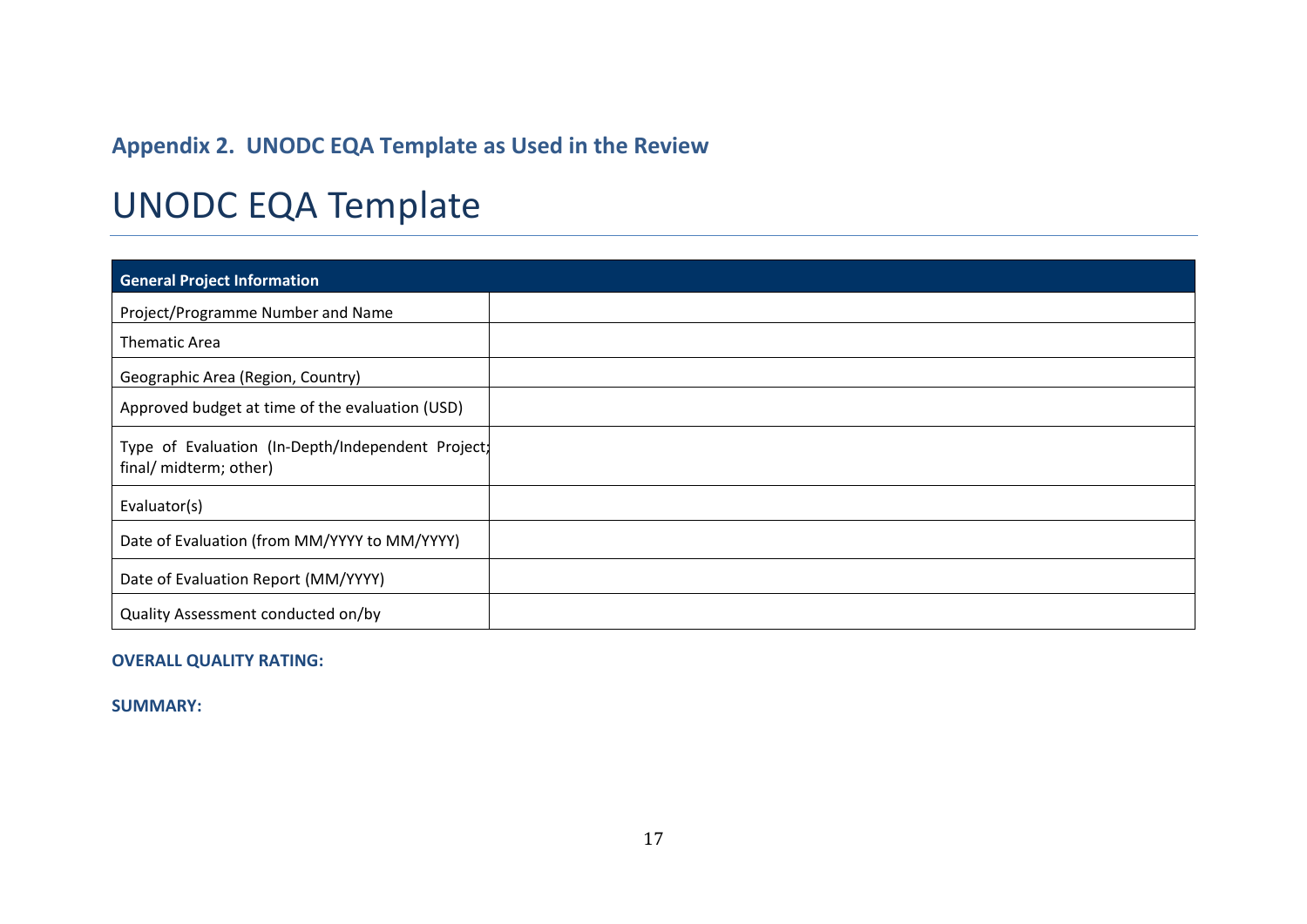## Appendix 2. UNODC EQA Template as Used in the Review

# UNODC EQA Template

| General Project Information | |
|---|---|
| Project/Programme Number and Name | |
| Thematic Area | |
| Geographic Area (Region, Country) | |
| Approved budget at time of the evaluation (USD) | |
| Type of Evaluation (In-Depth/Independent Project; final/ midterm; other) | |
| Evaluator(s) | |
| Date of Evaluation (from MM/YYYY to MM/YYYY) | |
| Date of Evaluation Report (MM/YYYY) | |
| Quality Assessment conducted on/by | |

**OVERALL QUALITY RATING:**

**SUMMARY:**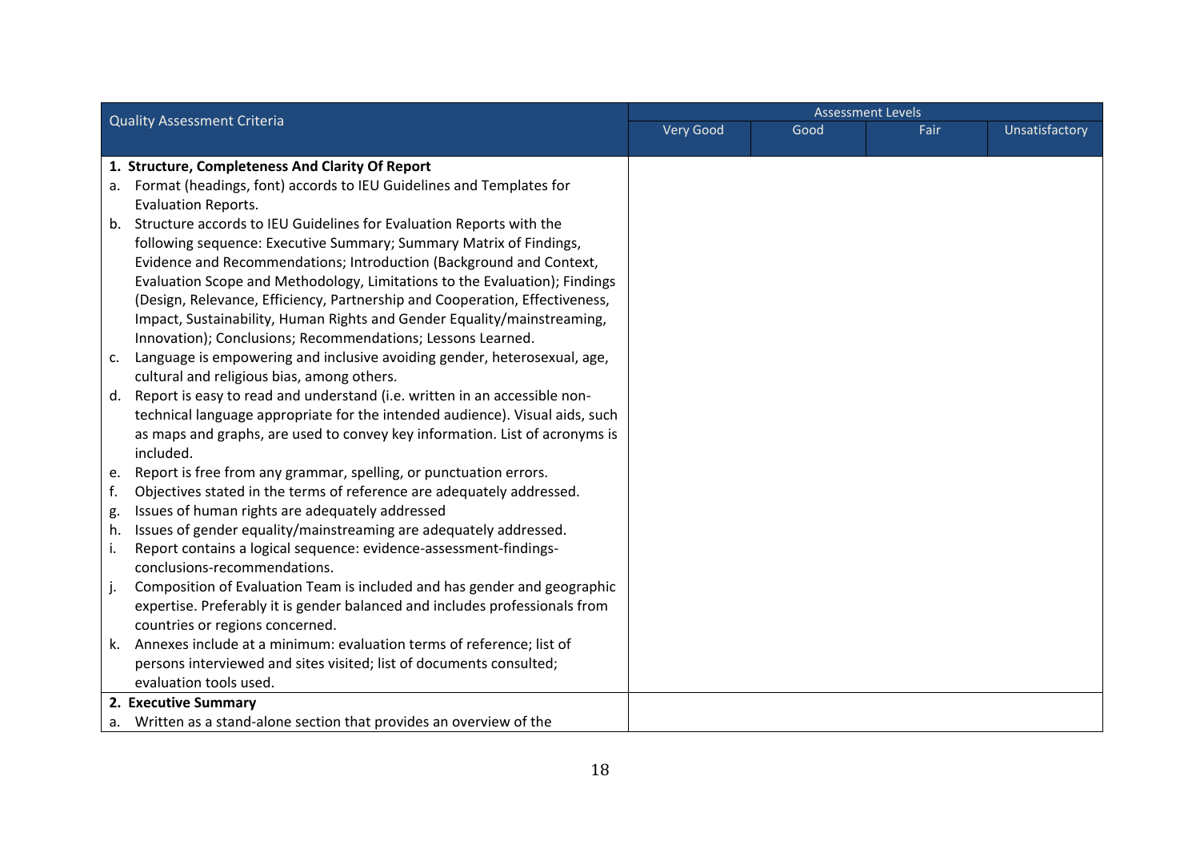| Quality Assessment Criteria | Assessment Levels | | | |
|---|---|---|---|---|
| | Very Good | Good | Fair | Unsatisfactory |
| **1. Structure, Completeness And Clarity Of Report**<br>a. Format (headings, font) accords to IEU Guidelines and Templates for Evaluation Reports.<br>b. Structure accords to IEU Guidelines for Evaluation Reports with the following sequence: Executive Summary; Summary Matrix of Findings, Evidence and Recommendations; Introduction (Background and Context, Evaluation Scope and Methodology, Limitations to the Evaluation); Findings (Design, Relevance, Efficiency, Partnership and Cooperation, Effectiveness, Impact, Sustainability, Human Rights and Gender Equality/mainstreaming, Innovation); Conclusions; Recommendations; Lessons Learned.<br>c. Language is empowering and inclusive avoiding gender, heterosexual, age, cultural and religious bias, among others.<br>d. Report is easy to read and understand (i.e. written in an accessible non-technical language appropriate for the intended audience). Visual aids, such as maps and graphs, are used to convey key information. List of acronyms is included.<br>e. Report is free from any grammar, spelling, or punctuation errors.<br>f. Objectives stated in the terms of reference are adequately addressed.<br>g. Issues of human rights are adequately addressed<br>h. Issues of gender equality/mainstreaming are adequately addressed.<br>i. Report contains a logical sequence: evidence-assessment-findings-conclusions-recommendations.<br>j. Composition of Evaluation Team is included and has gender and geographic expertise. Preferably it is gender balanced and includes professionals from countries or regions concerned.<br>k. Annexes include at a minimum: evaluation terms of reference; list of persons interviewed and sites visited; list of documents consulted; evaluation tools used. | | | | |
| **2. Executive Summary**<br>a. Written as a stand-alone section that provides an overview of the | | | | |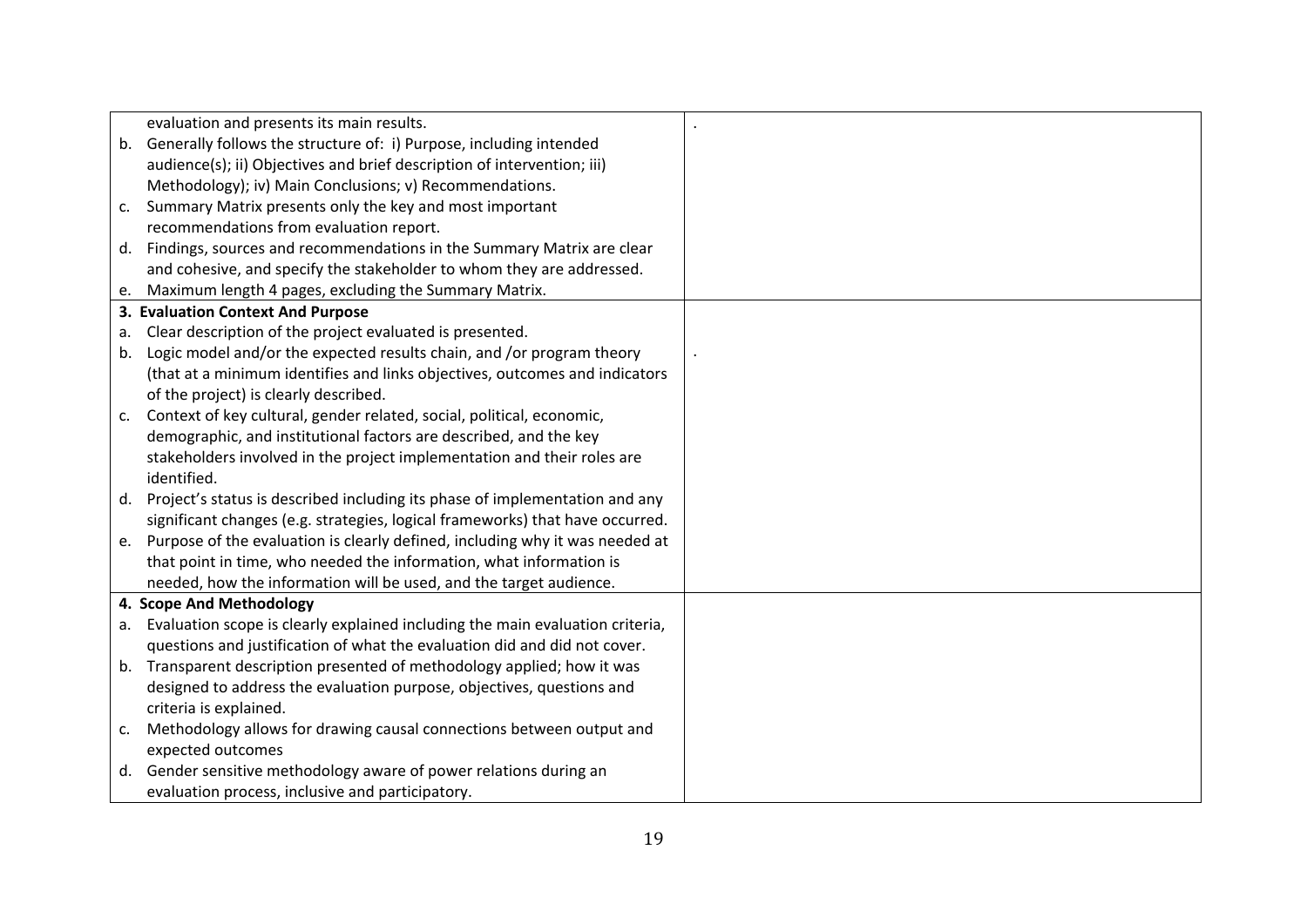| | |
|---|---|
| evaluation and presents its main results.<br>b. Generally follows the structure of: i) Purpose, including intended audience(s); ii) Objectives and brief description of intervention; iii) Methodology); iv) Main Conclusions; v) Recommendations.<br>c. Summary Matrix presents only the key and most important recommendations from evaluation report.<br>d. Findings, sources and recommendations in the Summary Matrix are clear and cohesive, and specify the stakeholder to whom they are addressed.<br>e. Maximum length 4 pages, excluding the Summary Matrix. | . |
| **3. Evaluation Context And Purpose**<br>a. Clear description of the project evaluated is presented.<br>b. Logic model and/or the expected results chain, and /or program theory (that at a minimum identifies and links objectives, outcomes and indicators of the project) is clearly described.<br>c. Context of key cultural, gender related, social, political, economic, demographic, and institutional factors are described, and the key stakeholders involved in the project implementation and their roles are identified.<br>d. Project's status is described including its phase of implementation and any significant changes (e.g. strategies, logical frameworks) that have occurred.<br>e. Purpose of the evaluation is clearly defined, including why it was needed at that point in time, who needed the information, what information is needed, how the information will be used, and the target audience. | . |
| **4. Scope And Methodology**<br>a. Evaluation scope is clearly explained including the main evaluation criteria, questions and justification of what the evaluation did and did not cover.<br>b. Transparent description presented of methodology applied; how it was designed to address the evaluation purpose, objectives, questions and criteria is explained.<br>c. Methodology allows for drawing causal connections between output and expected outcomes<br>d. Gender sensitive methodology aware of power relations during an evaluation process, inclusive and participatory. | |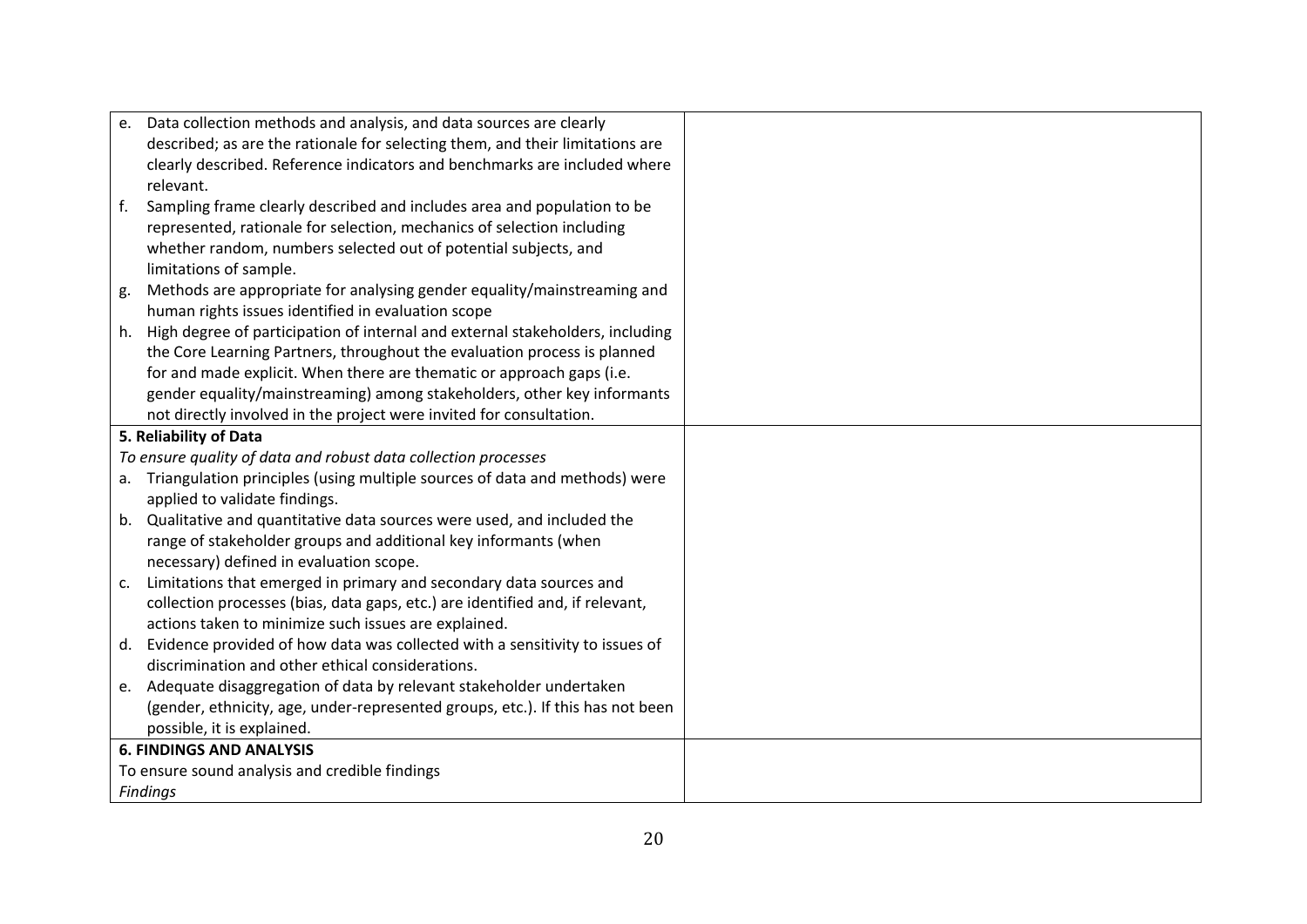| | |
|---|---|
| e. Data collection methods and analysis, and data sources are clearly described; as are the rationale for selecting them, and their limitations are clearly described. Reference indicators and benchmarks are included where relevant.<br>f. Sampling frame clearly described and includes area and population to be represented, rationale for selection, mechanics of selection including whether random, numbers selected out of potential subjects, and limitations of sample.<br>g. Methods are appropriate for analysing gender equality/mainstreaming and human rights issues identified in evaluation scope<br>h. High degree of participation of internal and external stakeholders, including the Core Learning Partners, throughout the evaluation process is planned for and made explicit. When there are thematic or approach gaps (i.e. gender equality/mainstreaming) among stakeholders, other key informants not directly involved in the project were invited for consultation. | |
| **5. Reliability of Data**<br>*To ensure quality of data and robust data collection processes*<br>a. Triangulation principles (using multiple sources of data and methods) were applied to validate findings.<br>b. Qualitative and quantitative data sources were used, and included the range of stakeholder groups and additional key informants (when necessary) defined in evaluation scope.<br>c. Limitations that emerged in primary and secondary data sources and collection processes (bias, data gaps, etc.) are identified and, if relevant, actions taken to minimize such issues are explained.<br>d. Evidence provided of how data was collected with a sensitivity to issues of discrimination and other ethical considerations.<br>e. Adequate disaggregation of data by relevant stakeholder undertaken (gender, ethnicity, age, under-represented groups, etc.). If this has not been possible, it is explained. | |
| **6. FINDINGS AND ANALYSIS**<br>To ensure sound analysis and credible findings<br>*Findings* | |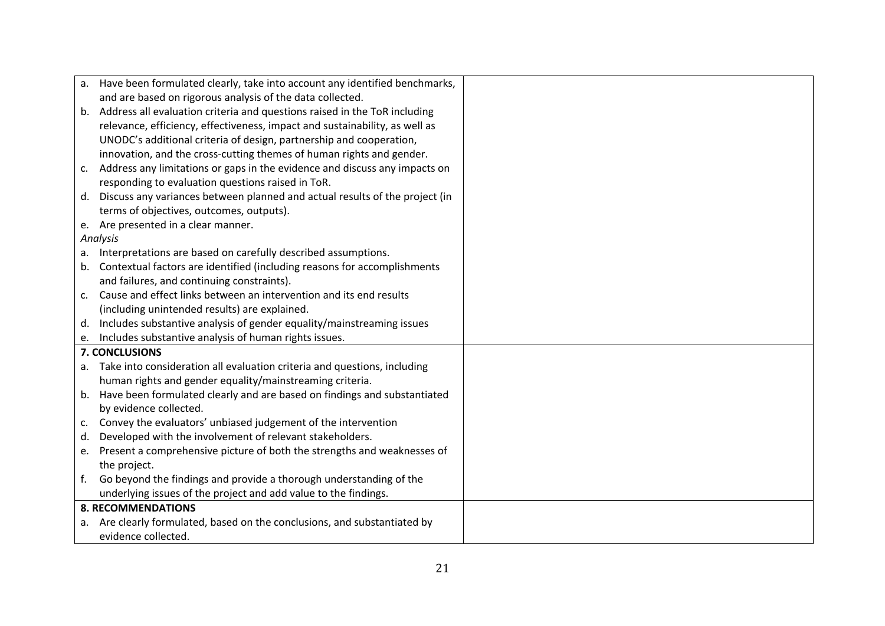| | |
|---|---|
| a. Have been formulated clearly, take into account any identified benchmarks, and are based on rigorous analysis of the data collected.<br>b. Address all evaluation criteria and questions raised in the ToR including relevance, efficiency, effectiveness, impact and sustainability, as well as UNODC's additional criteria of design, partnership and cooperation, innovation, and the cross-cutting themes of human rights and gender.<br>c. Address any limitations or gaps in the evidence and discuss any impacts on responding to evaluation questions raised in ToR.<br>d. Discuss any variances between planned and actual results of the project (in terms of objectives, outcomes, outputs).<br>e. Are presented in a clear manner.<br>*Analysis*<br>a. Interpretations are based on carefully described assumptions.<br>b. Contextual factors are identified (including reasons for accomplishments and failures, and continuing constraints).<br>c. Cause and effect links between an intervention and its end results (including unintended results) are explained.<br>d. Includes substantive analysis of gender equality/mainstreaming issues<br>e. Includes substantive analysis of human rights issues. | |
| **7. CONCLUSIONS**<br>a. Take into consideration all evaluation criteria and questions, including human rights and gender equality/mainstreaming criteria.<br>b. Have been formulated clearly and are based on findings and substantiated by evidence collected.<br>c. Convey the evaluators' unbiased judgement of the intervention<br>d. Developed with the involvement of relevant stakeholders.<br>e. Present a comprehensive picture of both the strengths and weaknesses of the project.<br>f. Go beyond the findings and provide a thorough understanding of the underlying issues of the project and add value to the findings. | |
| **8. RECOMMENDATIONS**<br>a. Are clearly formulated, based on the conclusions, and substantiated by evidence collected. | |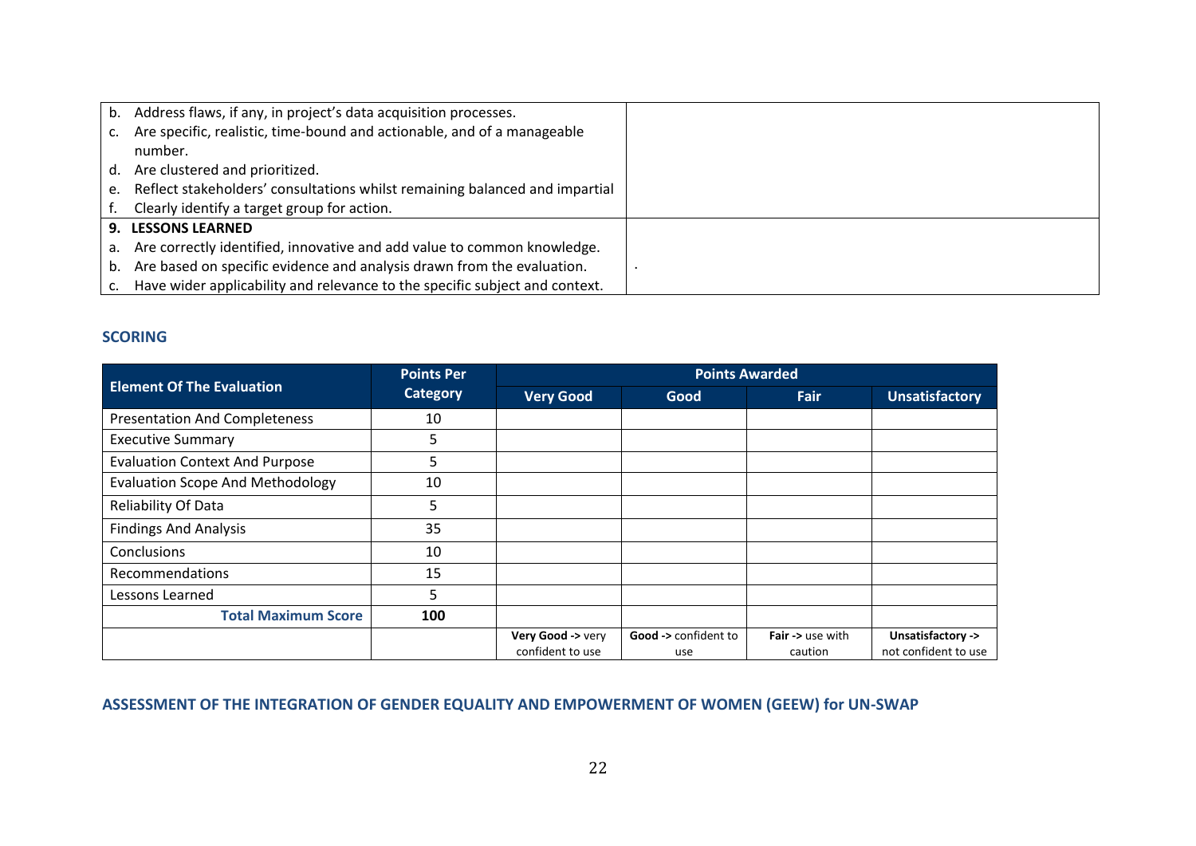| | |
|---|---|
| b. Address flaws, if any, in project's data acquisition processes.<br>c. Are specific, realistic, time-bound and actionable, and of a manageable number.<br>d. Are clustered and prioritized.<br>e. Reflect stakeholders' consultations whilst remaining balanced and impartial<br>f. Clearly identify a target group for action. | |
| **9. LESSONS LEARNED**<br>a. Are correctly identified, innovative and add value to common knowledge.<br>b. Are based on specific evidence and analysis drawn from the evaluation.<br>c. Have wider applicability and relevance to the specific subject and context. | . |

## SCORING

| Element Of The Evaluation | Points Per Category | Points Awarded | | | |
|---|---|---|---|---|---|
| | | Very Good | Good | Fair | Unsatisfactory |
| Presentation And Completeness | 10 | | | | |
| Executive Summary | 5 | | | | |
| Evaluation Context And Purpose | 5 | | | | |
| Evaluation Scope And Methodology | 10 | | | | |
| Reliability Of Data | 5 | | | | |
| Findings And Analysis | 35 | | | | |
| Conclusions | 10 | | | | |
| Recommendations | 15 | | | | |
| Lessons Learned | 5 | | | | |
| **Total Maximum Score** | **100** | | | | |
| | | **Very Good ->** very confident to use | **Good ->** confident to use | **Fair ->** use with caution | **Unsatisfactory ->** not confident to use |

## ASSESSMENT OF THE INTEGRATION OF GENDER EQUALITY AND EMPOWERMENT OF WOMEN (GEEW) for UN-SWAP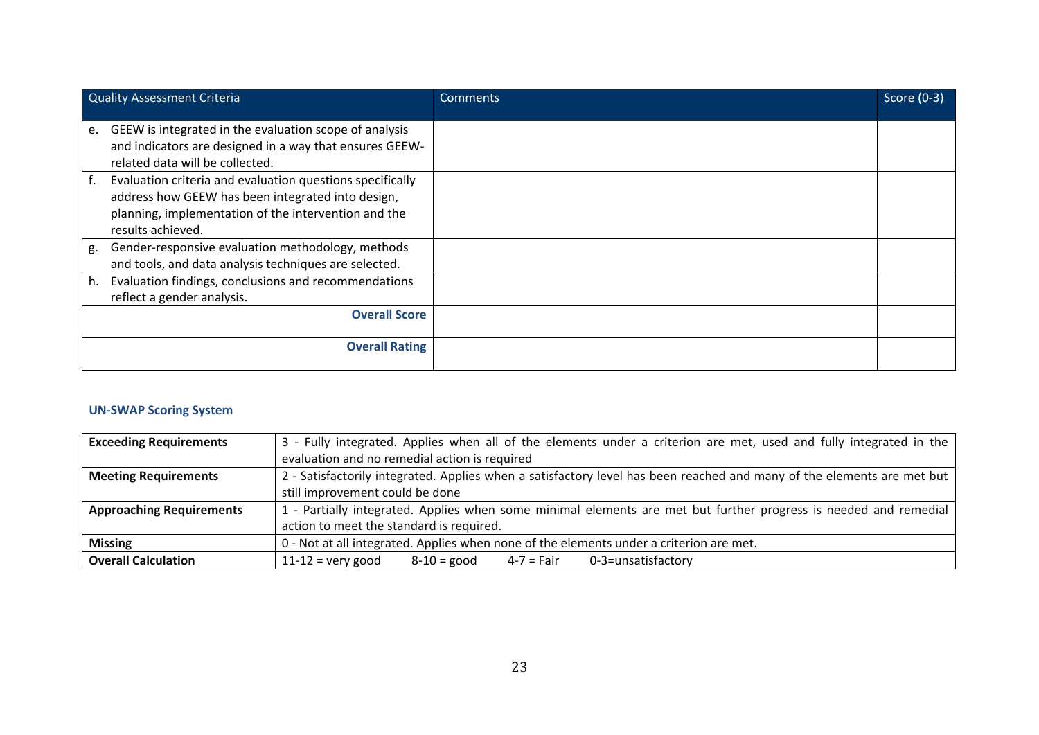| Quality Assessment Criteria | Comments | Score (0-3) |
|---|---|---|
| e. GEEW is integrated in the evaluation scope of analysis and indicators are designed in a way that ensures GEEW-related data will be collected. | | |
| f. Evaluation criteria and evaluation questions specifically address how GEEW has been integrated into design, planning, implementation of the intervention and the results achieved. | | |
| g. Gender-responsive evaluation methodology, methods and tools, and data analysis techniques are selected. | | |
| h. Evaluation findings, conclusions and recommendations reflect a gender analysis. | | |
| **Overall Score** | | |
| **Overall Rating** | | |

### UN-SWAP Scoring System

| | |
|---|---|
| **Exceeding Requirements** | 3 - Fully integrated. Applies when all of the elements under a criterion are met, used and fully integrated in the evaluation and no remedial action is required |
| **Meeting Requirements** | 2 - Satisfactorily integrated. Applies when a satisfactory level has been reached and many of the elements are met but still improvement could be done |
| **Approaching Requirements** | 1 - Partially integrated. Applies when some minimal elements are met but further progress is needed and remedial action to meet the standard is required. |
| **Missing** | 0 - Not at all integrated. Applies when none of the elements under a criterion are met. |
| **Overall Calculation** | 11-12 = very good 8-10 = good 4-7 = Fair 0-3=unsatisfactory |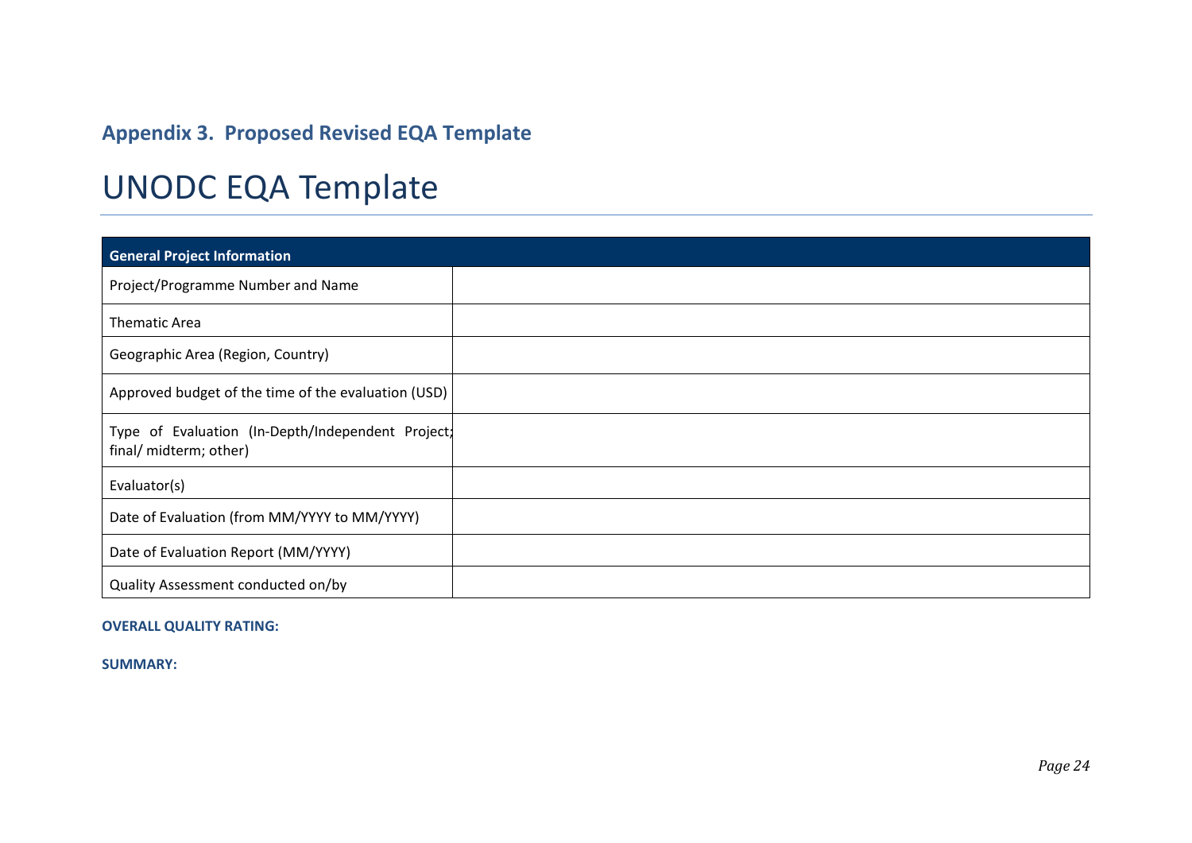## Appendix 3. Proposed Revised EQA Template

# UNODC EQA Template

| General Project Information | |
|---|---|
| Project/Programme Number and Name | |
| Thematic Area | |
| Geographic Area (Region, Country) | |
| Approved budget of the time of the evaluation (USD) | |
| Type of Evaluation (In-Depth/Independent Project; final/ midterm; other) | |
| Evaluator(s) | |
| Date of Evaluation (from MM/YYYY to MM/YYYY) | |
| Date of Evaluation Report (MM/YYYY) | |
| Quality Assessment conducted on/by | |

**OVERALL QUALITY RATING:**

**SUMMARY:**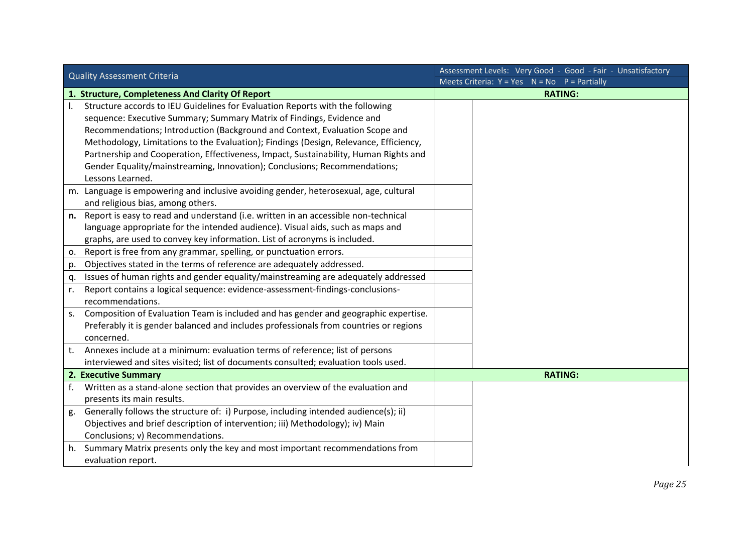| Quality Assessment Criteria | Assessment Levels: Very Good - Good - Fair - Unsatisfactory<br>Meets Criteria: Y = Yes N = No P = Partially | |
|---|---|---|
| **1. Structure, Completeness And Clarity Of Report** | **RATING:** | |
| l. Structure accords to IEU Guidelines for Evaluation Reports with the following sequence: Executive Summary; Summary Matrix of Findings, Evidence and Recommendations; Introduction (Background and Context, Evaluation Scope and Methodology, Limitations to the Evaluation); Findings (Design, Relevance, Efficiency, Partnership and Cooperation, Effectiveness, Impact, Sustainability, Human Rights and Gender Equality/mainstreaming, Innovation); Conclusions; Recommendations; Lessons Learned. | | |
| m. Language is empowering and inclusive avoiding gender, heterosexual, age, cultural and religious bias, among others. | | |
| **n.** Report is easy to read and understand (i.e. written in an accessible non-technical language appropriate for the intended audience). Visual aids, such as maps and graphs, are used to convey key information. List of acronyms is included. | | |
| o. Report is free from any grammar, spelling, or punctuation errors. | | |
| p. Objectives stated in the terms of reference are adequately addressed. | | |
| q. Issues of human rights and gender equality/mainstreaming are adequately addressed | | |
| r. Report contains a logical sequence: evidence-assessment-findings-conclusions-recommendations. | | |
| s. Composition of Evaluation Team is included and has gender and geographic expertise. Preferably it is gender balanced and includes professionals from countries or regions concerned. | | |
| t. Annexes include at a minimum: evaluation terms of reference; list of persons interviewed and sites visited; list of documents consulted; evaluation tools used. | | |
| **2. Executive Summary** | **RATING:** | |
| f. Written as a stand-alone section that provides an overview of the evaluation and presents its main results. | | |
| g. Generally follows the structure of: i) Purpose, including intended audience(s); ii) Objectives and brief description of intervention; iii) Methodology); iv) Main Conclusions; v) Recommendations. | | |
| h. Summary Matrix presents only the key and most important recommendations from evaluation report. | | |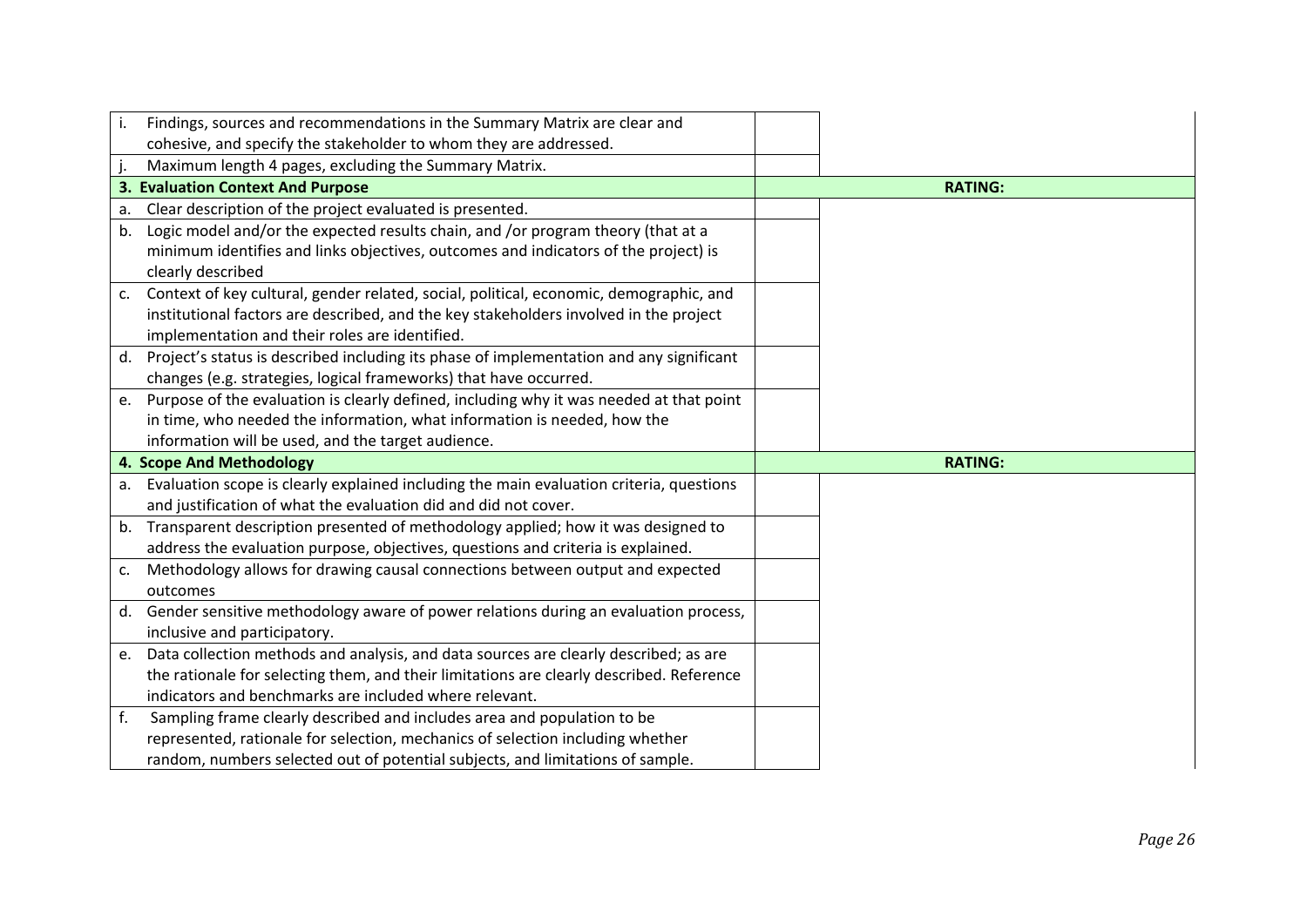| | | |
|---|---|---|
| i. Findings, sources and recommendations in the Summary Matrix are clear and cohesive, and specify the stakeholder to whom they are addressed. | | |
| j. Maximum length 4 pages, excluding the Summary Matrix. | | |
| **3. Evaluation Context And Purpose** | | **RATING:** |
| a. Clear description of the project evaluated is presented. | | |
| b. Logic model and/or the expected results chain, and /or program theory (that at a minimum identifies and links objectives, outcomes and indicators of the project) is clearly described | | |
| c. Context of key cultural, gender related, social, political, economic, demographic, and institutional factors are described, and the key stakeholders involved in the project implementation and their roles are identified. | | |
| d. Project's status is described including its phase of implementation and any significant changes (e.g. strategies, logical frameworks) that have occurred. | | |
| e. Purpose of the evaluation is clearly defined, including why it was needed at that point in time, who needed the information, what information is needed, how the information will be used, and the target audience. | | |
| **4. Scope And Methodology** | | **RATING:** |
| a. Evaluation scope is clearly explained including the main evaluation criteria, questions and justification of what the evaluation did and did not cover. | | |
| b. Transparent description presented of methodology applied; how it was designed to address the evaluation purpose, objectives, questions and criteria is explained. | | |
| c. Methodology allows for drawing causal connections between output and expected outcomes | | |
| d. Gender sensitive methodology aware of power relations during an evaluation process, inclusive and participatory. | | |
| e. Data collection methods and analysis, and data sources are clearly described; as are the rationale for selecting them, and their limitations are clearly described. Reference indicators and benchmarks are included where relevant. | | |
| f. Sampling frame clearly described and includes area and population to be represented, rationale for selection, mechanics of selection including whether random, numbers selected out of potential subjects, and limitations of sample. | | |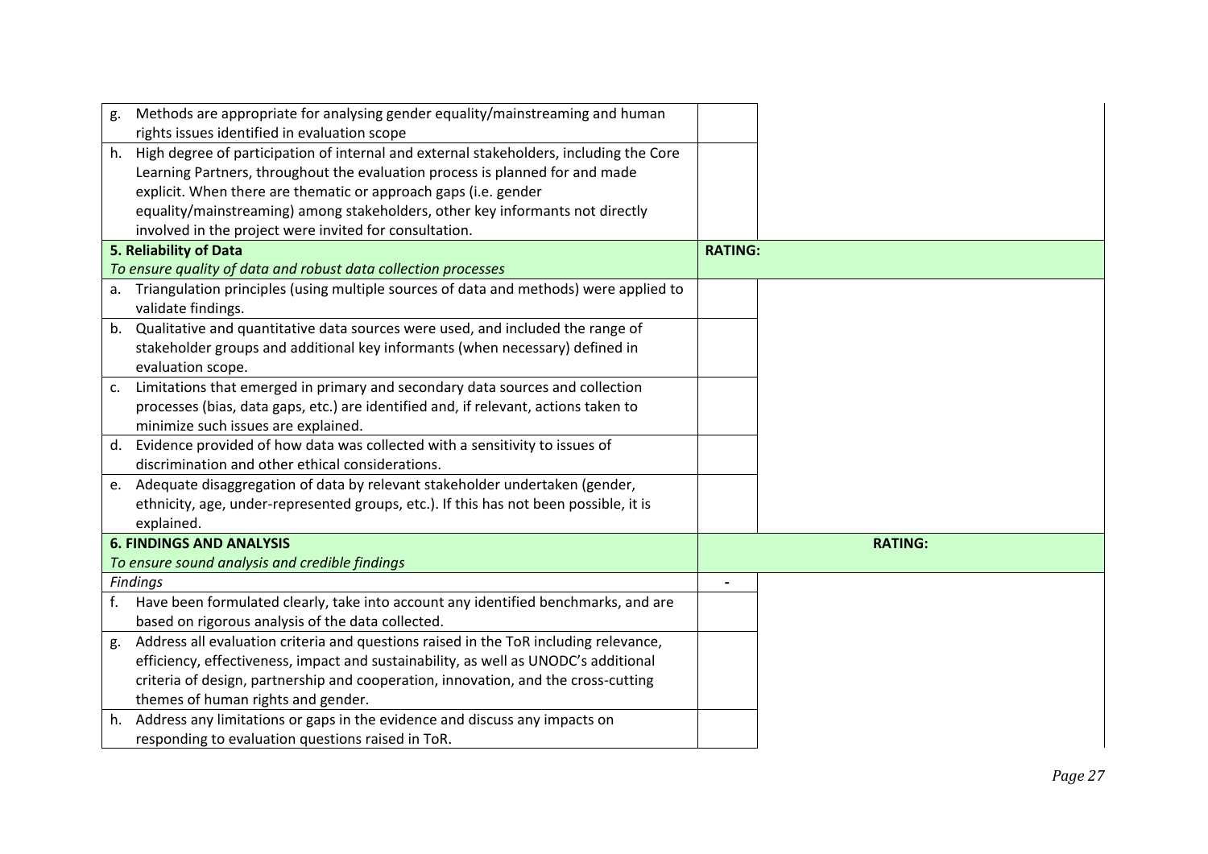| | | |
|---|---|---|
| g. Methods are appropriate for analysing gender equality/mainstreaming and human rights issues identified in evaluation scope | | |
| h. High degree of participation of internal and external stakeholders, including the Core Learning Partners, throughout the evaluation process is planned for and made explicit. When there are thematic or approach gaps (i.e. gender equality/mainstreaming) among stakeholders, other key informants not directly involved in the project were invited for consultation. | | |
| **5. Reliability of Data**<br>*To ensure quality of data and robust data collection processes* | **RATING:** | |
| a. Triangulation principles (using multiple sources of data and methods) were applied to validate findings. | | |
| b. Qualitative and quantitative data sources were used, and included the range of stakeholder groups and additional key informants (when necessary) defined in evaluation scope. | | |
| c. Limitations that emerged in primary and secondary data sources and collection processes (bias, data gaps, etc.) are identified and, if relevant, actions taken to minimize such issues are explained. | | |
| d. Evidence provided of how data was collected with a sensitivity to issues of discrimination and other ethical considerations. | | |
| e. Adequate disaggregation of data by relevant stakeholder undertaken (gender, ethnicity, age, under-represented groups, etc.). If this has not been possible, it is explained. | | |
| **6. FINDINGS AND ANALYSIS**<br>*To ensure sound analysis and credible findings* | | **RATING:** |
| *Findings* | - | |
| f. Have been formulated clearly, take into account any identified benchmarks, and are based on rigorous analysis of the data collected. | | |
| g. Address all evaluation criteria and questions raised in the ToR including relevance, efficiency, effectiveness, impact and sustainability, as well as UNODC's additional criteria of design, partnership and cooperation, innovation, and the cross-cutting themes of human rights and gender. | | |
| h. Address any limitations or gaps in the evidence and discuss any impacts on responding to evaluation questions raised in ToR. | | |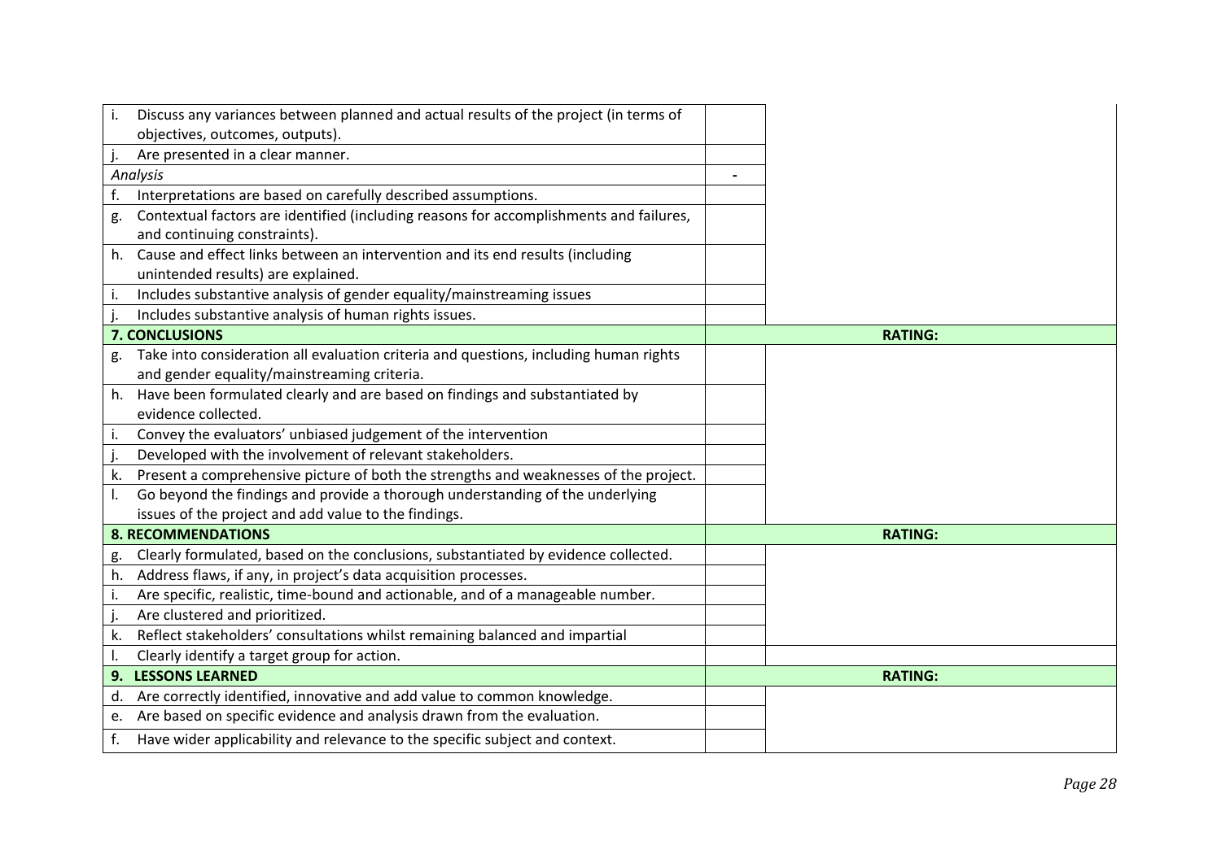| | | |
|---|---|---|
| i. Discuss any variances between planned and actual results of the project (in terms of objectives, outcomes, outputs). | | |
| j. Are presented in a clear manner. | | |
| *Analysis* | - | |
| f. Interpretations are based on carefully described assumptions. | | |
| g. Contextual factors are identified (including reasons for accomplishments and failures, and continuing constraints). | | |
| h. Cause and effect links between an intervention and its end results (including unintended results) are explained. | | |
| i. Includes substantive analysis of gender equality/mainstreaming issues | | |
| j. Includes substantive analysis of human rights issues. | | |
| **7. CONCLUSIONS** | **RATING:** | |
| g. Take into consideration all evaluation criteria and questions, including human rights and gender equality/mainstreaming criteria. | | |
| h. Have been formulated clearly and are based on findings and substantiated by evidence collected. | | |
| i. Convey the evaluators' unbiased judgement of the intervention | | |
| j. Developed with the involvement of relevant stakeholders. | | |
| k. Present a comprehensive picture of both the strengths and weaknesses of the project. | | |
| l. Go beyond the findings and provide a thorough understanding of the underlying issues of the project and add value to the findings. | | |
| **8. RECOMMENDATIONS** | **RATING:** | |
| g. Clearly formulated, based on the conclusions, substantiated by evidence collected. | | |
| h. Address flaws, if any, in project's data acquisition processes. | | |
| i. Are specific, realistic, time-bound and actionable, and of a manageable number. | | |
| j. Are clustered and prioritized. | | |
| k. Reflect stakeholders' consultations whilst remaining balanced and impartial | | |
| l. Clearly identify a target group for action. | | |
| **9. LESSONS LEARNED** | **RATING:** | |
| d. Are correctly identified, innovative and add value to common knowledge. | | |
| e. Are based on specific evidence and analysis drawn from the evaluation. | | |
| f. Have wider applicability and relevance to the specific subject and context. | | |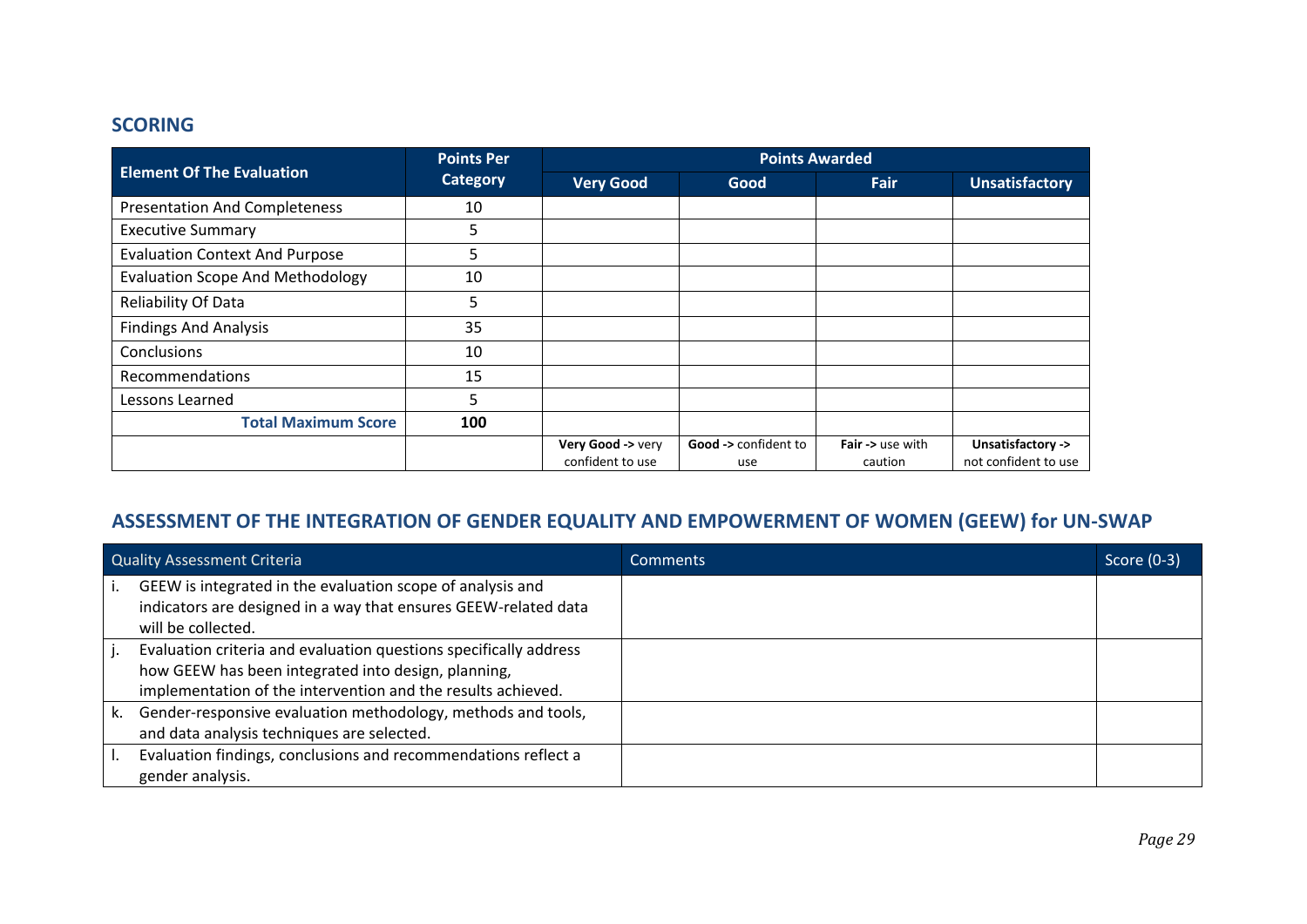## SCORING

| Element Of The Evaluation | Points Per Category | Points Awarded | | | |
|---|---|---|---|---|---|
| | | Very Good | Good | Fair | Unsatisfactory |
| Presentation And Completeness | 10 | | | | |
| Executive Summary | 5 | | | | |
| Evaluation Context And Purpose | 5 | | | | |
| Evaluation Scope And Methodology | 10 | | | | |
| Reliability Of Data | 5 | | | | |
| Findings And Analysis | 35 | | | | |
| Conclusions | 10 | | | | |
| Recommendations | 15 | | | | |
| Lessons Learned | 5 | | | | |
| **Total Maximum Score** | **100** | | | | |
| | | **Very Good ->** very confident to use | **Good ->** confident to use | **Fair ->** use with caution | **Unsatisfactory ->** not confident to use |

## ASSESSMENT OF THE INTEGRATION OF GENDER EQUALITY AND EMPOWERMENT OF WOMEN (GEEW) for UN-SWAP

| Quality Assessment Criteria | Comments | Score (0-3) |
|---|---|---|
| i. GEEW is integrated in the evaluation scope of analysis and indicators are designed in a way that ensures GEEW-related data will be collected. | | |
| j. Evaluation criteria and evaluation questions specifically address how GEEW has been integrated into design, planning, implementation of the intervention and the results achieved. | | |
| k. Gender-responsive evaluation methodology, methods and tools, and data analysis techniques are selected. | | |
| l. Evaluation findings, conclusions and recommendations reflect a gender analysis. | | |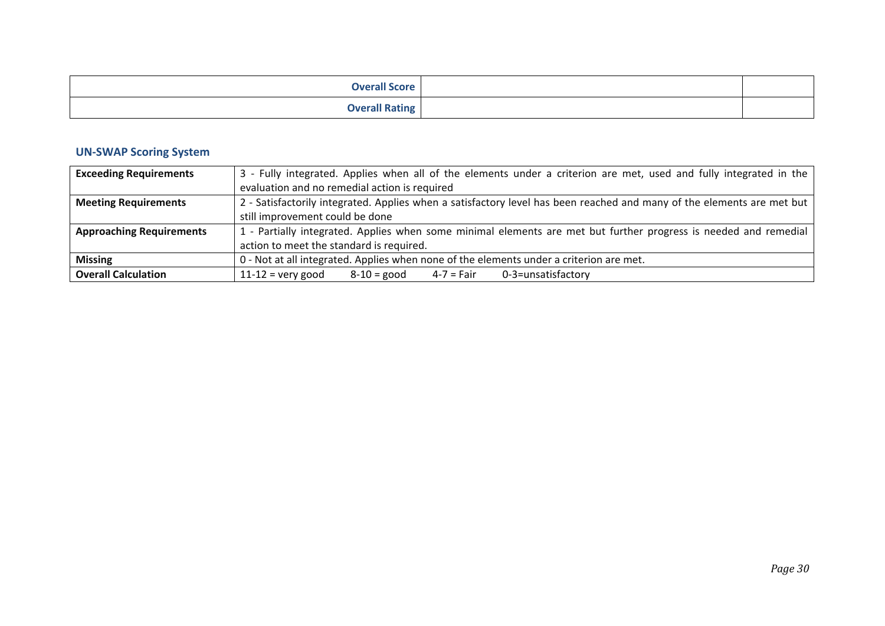| | | |
|---|---|---|
| **Overall Score** | | |
| **Overall Rating** | | |

## UN-SWAP Scoring System

| | |
|---|---|
| **Exceeding Requirements** | 3 - Fully integrated. Applies when all of the elements under a criterion are met, used and fully integrated in the evaluation and no remedial action is required |
| **Meeting Requirements** | 2 - Satisfactorily integrated. Applies when a satisfactory level has been reached and many of the elements are met but still improvement could be done |
| **Approaching Requirements** | 1 - Partially integrated. Applies when some minimal elements are met but further progress is needed and remedial action to meet the standard is required. |
| **Missing** | 0 - Not at all integrated. Applies when none of the elements under a criterion are met. |
| **Overall Calculation** | 11-12 = very good 8-10 = good 4-7 = Fair 0-3=unsatisfactory |